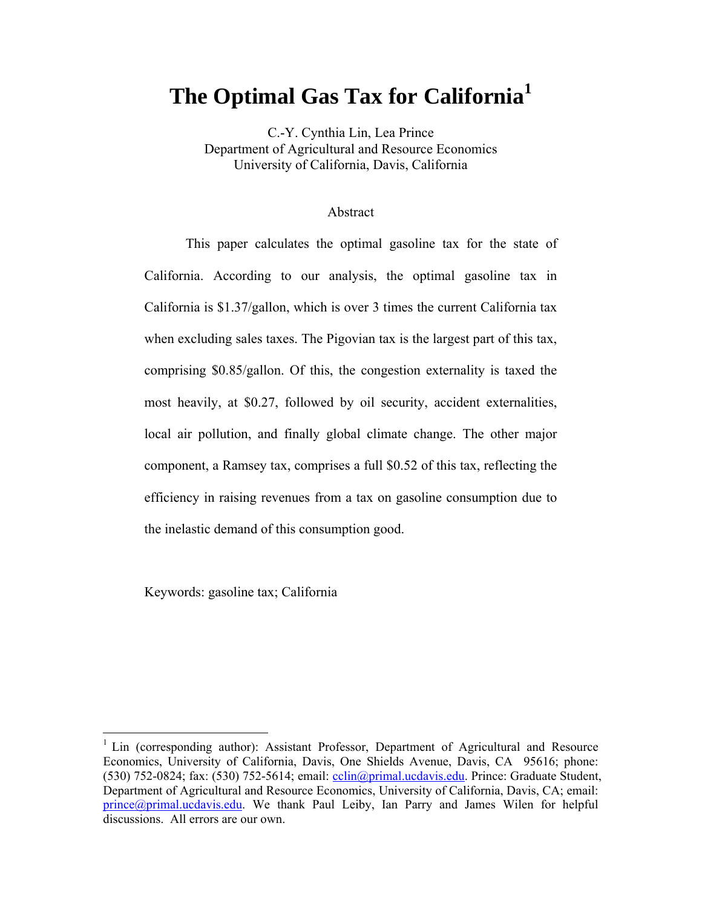# The Optimal Gas Tax for California[1]

C.-Y. Cynthia Lin, Lea Prince
Department of Agricultural and Resource Economics
University of California, Davis, California

## Abstract

This paper calculates the optimal gasoline tax for the state of California. According to our analysis, the optimal gasoline tax in California is $1.37/gallon, which is over 3 times the current California tax when excluding sales taxes. The Pigovian tax is the largest part of this tax, comprising $0.85/gallon. Of this, the congestion externality is taxed the most heavily, at $0.27, followed by oil security, accident externalities, local air pollution, and finally global climate change. The other major component, a Ramsey tax, comprises a full $0.52 of this tax, reflecting the efficiency in raising revenues from a tax on gasoline consumption due to the inelastic demand of this consumption good.

Keywords: gasoline tax; California

---

[1] Lin (corresponding author): Assistant Professor, Department of Agricultural and Resource Economics, University of California, Davis, One Shields Avenue, Davis, CA 95616; phone: (530) 752-0824; fax: (530) 752-5614; email: cclin@primal.ucdavis.edu. Prince: Graduate Student, Department of Agricultural and Resource Economics, University of California, Davis, CA; email: prince@primal.ucdavis.edu. We thank Paul Leiby, Ian Parry and James Wilen for helpful discussions. All errors are our own.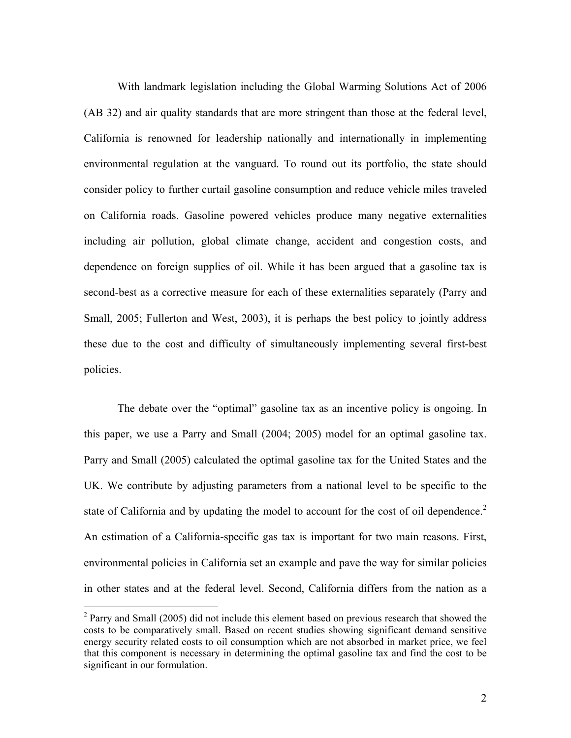With landmark legislation including the Global Warming Solutions Act of 2006 (AB 32) and air quality standards that are more stringent than those at the federal level, California is renowned for leadership nationally and internationally in implementing environmental regulation at the vanguard. To round out its portfolio, the state should consider policy to further curtail gasoline consumption and reduce vehicle miles traveled on California roads. Gasoline powered vehicles produce many negative externalities including air pollution, global climate change, accident and congestion costs, and dependence on foreign supplies of oil. While it has been argued that a gasoline tax is second-best as a corrective measure for each of these externalities separately (Parry and Small, 2005; Fullerton and West, 2003), it is perhaps the best policy to jointly address these due to the cost and difficulty of simultaneously implementing several first-best policies.

The debate over the "optimal" gasoline tax as an incentive policy is ongoing. In this paper, we use a Parry and Small (2004; 2005) model for an optimal gasoline tax. Parry and Small (2005) calculated the optimal gasoline tax for the United States and the UK. We contribute by adjusting parameters from a national level to be specific to the state of California and by updating the model to account for the cost of oil dependence.[2] An estimation of a California-specific gas tax is important for two main reasons. First, environmental policies in California set an example and pave the way for similar policies in other states and at the federal level. Second, California differs from the nation as a

[2] Parry and Small (2005) did not include this element based on previous research that showed the costs to be comparatively small. Based on recent studies showing significant demand sensitive energy security related costs to oil consumption which are not absorbed in market price, we feel that this component is necessary in determining the optimal gasoline tax and find the cost to be significant in our formulation.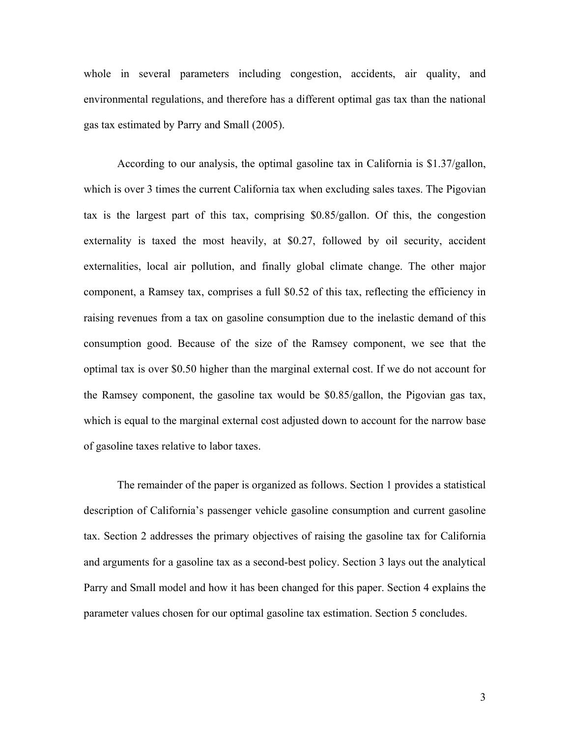whole in several parameters including congestion, accidents, air quality, and environmental regulations, and therefore has a different optimal gas tax than the national gas tax estimated by Parry and Small (2005).

According to our analysis, the optimal gasoline tax in California is $1.37/gallon, which is over 3 times the current California tax when excluding sales taxes. The Pigovian tax is the largest part of this tax, comprising $0.85/gallon. Of this, the congestion externality is taxed the most heavily, at $0.27, followed by oil security, accident externalities, local air pollution, and finally global climate change. The other major component, a Ramsey tax, comprises a full $0.52 of this tax, reflecting the efficiency in raising revenues from a tax on gasoline consumption due to the inelastic demand of this consumption good. Because of the size of the Ramsey component, we see that the optimal tax is over $0.50 higher than the marginal external cost. If we do not account for the Ramsey component, the gasoline tax would be $0.85/gallon, the Pigovian gas tax, which is equal to the marginal external cost adjusted down to account for the narrow base of gasoline taxes relative to labor taxes.

The remainder of the paper is organized as follows. Section 1 provides a statistical description of California's passenger vehicle gasoline consumption and current gasoline tax. Section 2 addresses the primary objectives of raising the gasoline tax for California and arguments for a gasoline tax as a second-best policy. Section 3 lays out the analytical Parry and Small model and how it has been changed for this paper. Section 4 explains the parameter values chosen for our optimal gasoline tax estimation. Section 5 concludes.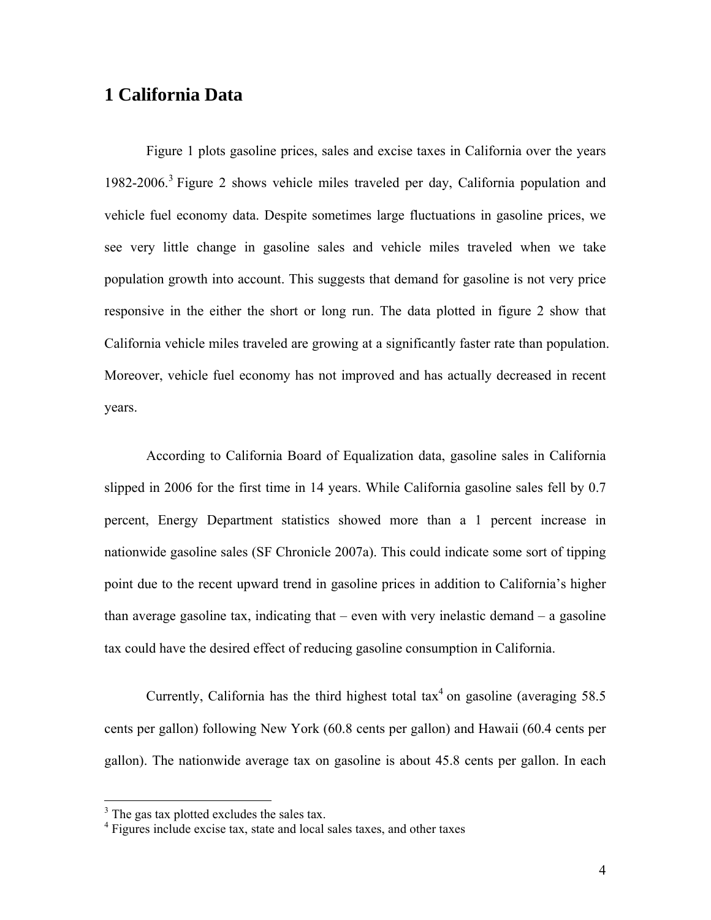# 1 California Data

Figure 1 plots gasoline prices, sales and excise taxes in California over the years 1982-2006.[3] Figure 2 shows vehicle miles traveled per day, California population and vehicle fuel economy data. Despite sometimes large fluctuations in gasoline prices, we see very little change in gasoline sales and vehicle miles traveled when we take population growth into account. This suggests that demand for gasoline is not very price responsive in the either the short or long run. The data plotted in figure 2 show that California vehicle miles traveled are growing at a significantly faster rate than population. Moreover, vehicle fuel economy has not improved and has actually decreased in recent years.

According to California Board of Equalization data, gasoline sales in California slipped in 2006 for the first time in 14 years. While California gasoline sales fell by 0.7 percent, Energy Department statistics showed more than a 1 percent increase in nationwide gasoline sales (SF Chronicle 2007a). This could indicate some sort of tipping point due to the recent upward trend in gasoline prices in addition to California's higher than average gasoline tax, indicating that – even with very inelastic demand – a gasoline tax could have the desired effect of reducing gasoline consumption in California.

Currently, California has the third highest total tax[4] on gasoline (averaging 58.5 cents per gallon) following New York (60.8 cents per gallon) and Hawaii (60.4 cents per gallon). The nationwide average tax on gasoline is about 45.8 cents per gallon. In each

[3] The gas tax plotted excludes the sales tax.

[4] Figures include excise tax, state and local sales taxes, and other taxes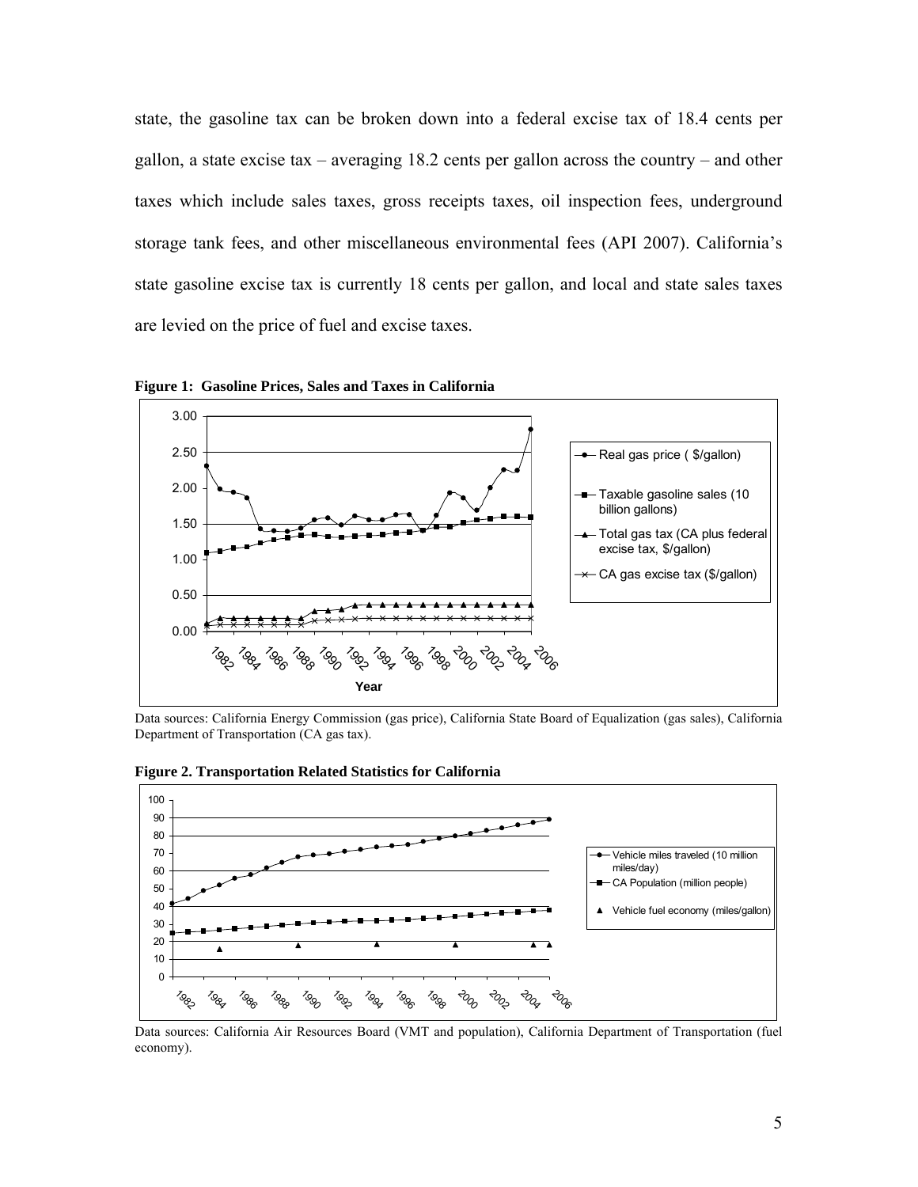state, the gasoline tax can be broken down into a federal excise tax of 18.4 cents per gallon, a state excise tax – averaging 18.2 cents per gallon across the country – and other taxes which include sales taxes, gross receipts taxes, oil inspection fees, underground storage tank fees, and other miscellaneous environmental fees (API 2007). California's state gasoline excise tax is currently 18 cents per gallon, and local and state sales taxes are levied on the price of fuel and excise taxes.

**Figure 1: Gasoline Prices, Sales and Taxes in California**

3.00
2.50
2.00
1.50
1.00
0.50
0.00

1982 1984 1986 1988 1990 1992 1994 1996 1998 2000 2002 2004 2006

Year

Real gas price ( $/gallon)
Taxable gasoline sales (10 billion gallons)
Total gas tax (CA plus federal excise tax, $/gallon)
CA gas excise tax ($/gallon)

Data sources: California Energy Commission (gas price), California State Board of Equalization (gas sales), California Department of Transportation (CA gas tax).

**Figure 2. Transportation Related Statistics for California**

100
90
80
70
60
50
40
30
20
10
0

1982 1984 1986 1988 1990 1992 1994 1996 1998 2000 2002 2004 2006

Vehicle miles traveled (10 million miles/day)
CA Population (million people)
Vehicle fuel economy (miles/gallon)

Data sources: California Air Resources Board (VMT and population), California Department of Transportation (fuel economy).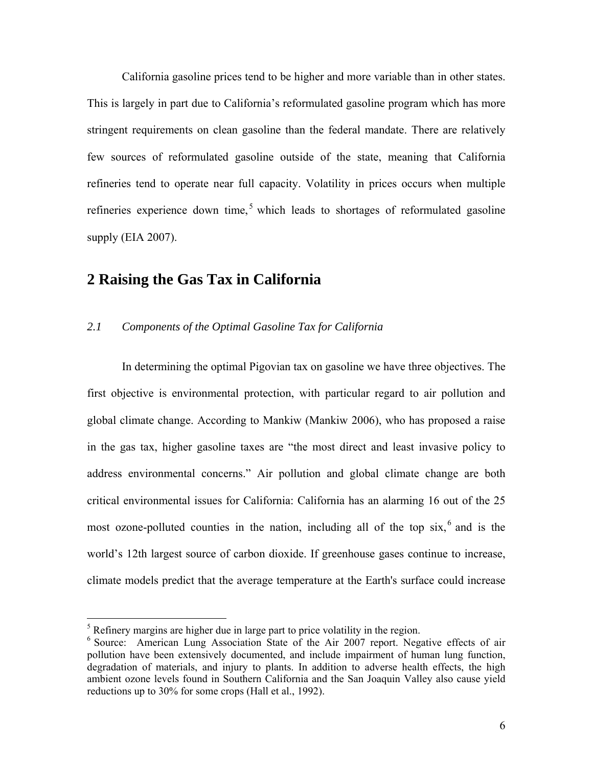California gasoline prices tend to be higher and more variable than in other states. This is largely in part due to California's reformulated gasoline program which has more stringent requirements on clean gasoline than the federal mandate. There are relatively few sources of reformulated gasoline outside of the state, meaning that California refineries tend to operate near full capacity. Volatility in prices occurs when multiple refineries experience down time,[5] which leads to shortages of reformulated gasoline supply (EIA 2007).

## 2 Raising the Gas Tax in California

### *2.1 Components of the Optimal Gasoline Tax for California*

In determining the optimal Pigovian tax on gasoline we have three objectives. The first objective is environmental protection, with particular regard to air pollution and global climate change. According to Mankiw (Mankiw 2006), who has proposed a raise in the gas tax, higher gasoline taxes are "the most direct and least invasive policy to address environmental concerns." Air pollution and global climate change are both critical environmental issues for California: California has an alarming 16 out of the 25 most ozone-polluted counties in the nation, including all of the top six,[6] and is the world's 12th largest source of carbon dioxide. If greenhouse gases continue to increase, climate models predict that the average temperature at the Earth's surface could increase

---

[5] Refinery margins are higher due in large part to price volatility in the region.

[6] Source: American Lung Association State of the Air 2007 report. Negative effects of air pollution have been extensively documented, and include impairment of human lung function, degradation of materials, and injury to plants. In addition to adverse health effects, the high ambient ozone levels found in Southern California and the San Joaquin Valley also cause yield reductions up to 30% for some crops (Hall et al., 1992).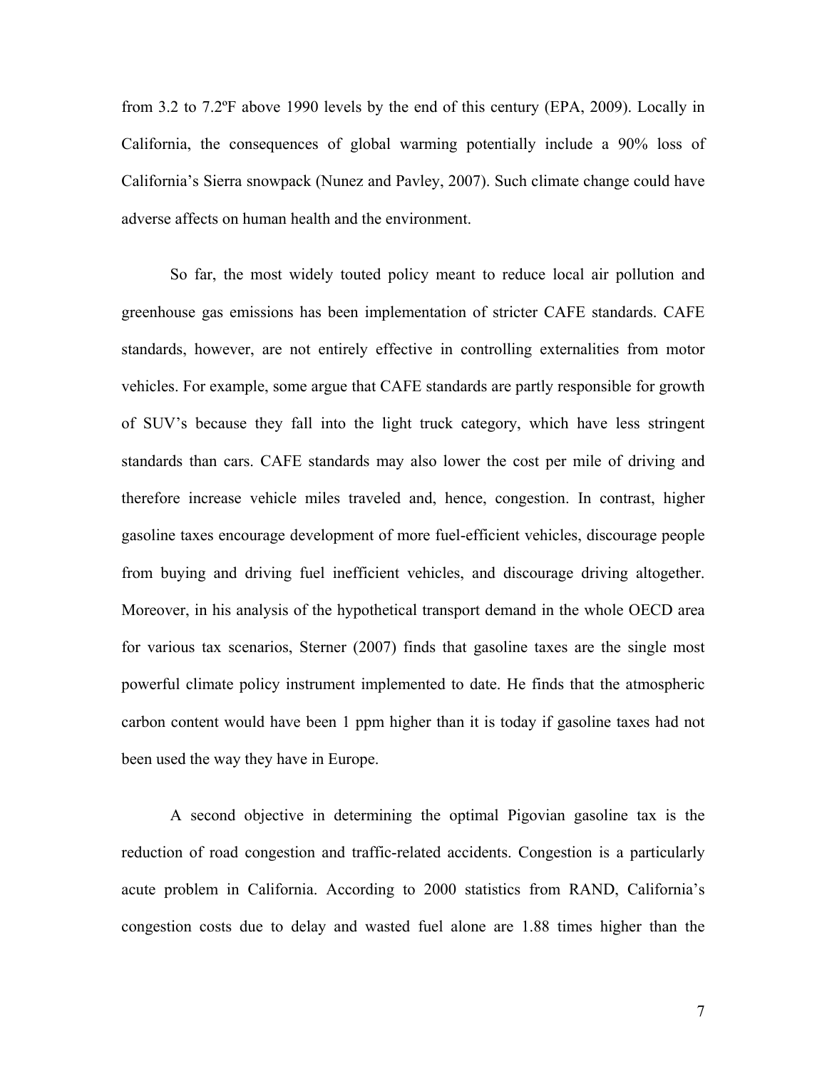from 3.2 to 7.2ºF above 1990 levels by the end of this century (EPA, 2009). Locally in California, the consequences of global warming potentially include a 90% loss of California's Sierra snowpack (Nunez and Pavley, 2007). Such climate change could have adverse affects on human health and the environment.

So far, the most widely touted policy meant to reduce local air pollution and greenhouse gas emissions has been implementation of stricter CAFE standards. CAFE standards, however, are not entirely effective in controlling externalities from motor vehicles. For example, some argue that CAFE standards are partly responsible for growth of SUV's because they fall into the light truck category, which have less stringent standards than cars. CAFE standards may also lower the cost per mile of driving and therefore increase vehicle miles traveled and, hence, congestion. In contrast, higher gasoline taxes encourage development of more fuel-efficient vehicles, discourage people from buying and driving fuel inefficient vehicles, and discourage driving altogether. Moreover, in his analysis of the hypothetical transport demand in the whole OECD area for various tax scenarios, Sterner (2007) finds that gasoline taxes are the single most powerful climate policy instrument implemented to date. He finds that the atmospheric carbon content would have been 1 ppm higher than it is today if gasoline taxes had not been used the way they have in Europe.

A second objective in determining the optimal Pigovian gasoline tax is the reduction of road congestion and traffic-related accidents. Congestion is a particularly acute problem in California. According to 2000 statistics from RAND, California's congestion costs due to delay and wasted fuel alone are 1.88 times higher than the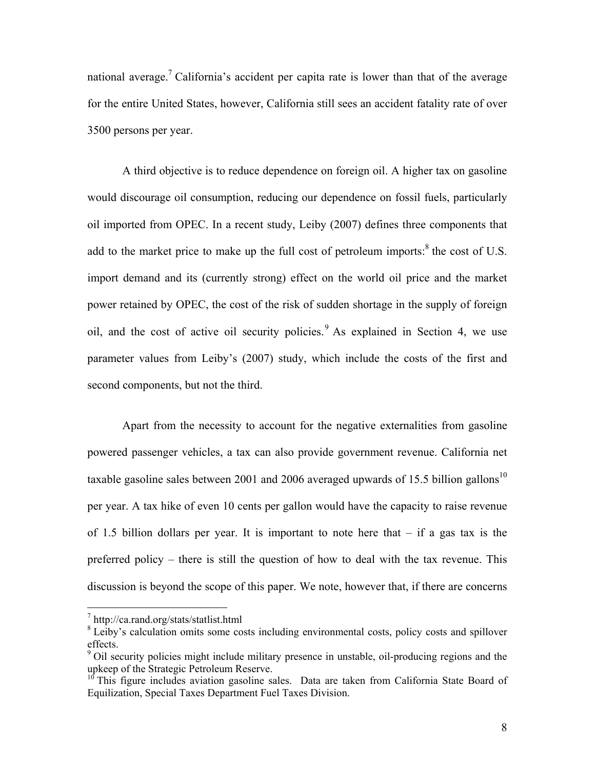national average.[7] California's accident per capita rate is lower than that of the average for the entire United States, however, California still sees an accident fatality rate of over 3500 persons per year.

A third objective is to reduce dependence on foreign oil. A higher tax on gasoline would discourage oil consumption, reducing our dependence on fossil fuels, particularly oil imported from OPEC. In a recent study, Leiby (2007) defines three components that add to the market price to make up the full cost of petroleum imports:[8] the cost of U.S. import demand and its (currently strong) effect on the world oil price and the market power retained by OPEC, the cost of the risk of sudden shortage in the supply of foreign oil, and the cost of active oil security policies.[9] As explained in Section 4, we use parameter values from Leiby's (2007) study, which include the costs of the first and second components, but not the third.

Apart from the necessity to account for the negative externalities from gasoline powered passenger vehicles, a tax can also provide government revenue. California net taxable gasoline sales between 2001 and 2006 averaged upwards of 15.5 billion gallons[10] per year. A tax hike of even 10 cents per gallon would have the capacity to raise revenue of 1.5 billion dollars per year. It is important to note here that – if a gas tax is the preferred policy – there is still the question of how to deal with the tax revenue. This discussion is beyond the scope of this paper. We note, however that, if there are concerns

---

[7] http://ca.rand.org/stats/statlist.html

[8] Leiby's calculation omits some costs including environmental costs, policy costs and spillover effects.

[9] Oil security policies might include military presence in unstable, oil-producing regions and the upkeep of the Strategic Petroleum Reserve.

[10] This figure includes aviation gasoline sales. Data are taken from California State Board of Equilization, Special Taxes Department Fuel Taxes Division.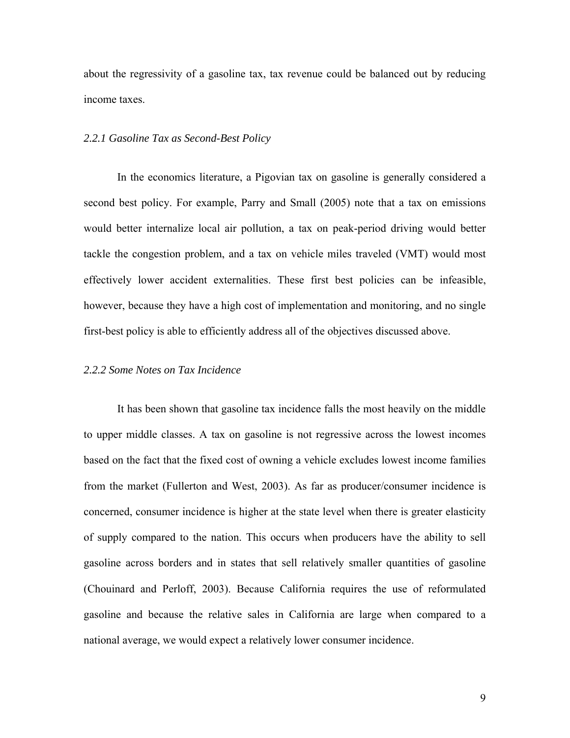about the regressivity of a gasoline tax, tax revenue could be balanced out by reducing income taxes.

### *2.2.1 Gasoline Tax as Second-Best Policy*

In the economics literature, a Pigovian tax on gasoline is generally considered a second best policy. For example, Parry and Small (2005) note that a tax on emissions would better internalize local air pollution, a tax on peak-period driving would better tackle the congestion problem, and a tax on vehicle miles traveled (VMT) would most effectively lower accident externalities. These first best policies can be infeasible, however, because they have a high cost of implementation and monitoring, and no single first-best policy is able to efficiently address all of the objectives discussed above.

### *2.2.2 Some Notes on Tax Incidence*

It has been shown that gasoline tax incidence falls the most heavily on the middle to upper middle classes. A tax on gasoline is not regressive across the lowest incomes based on the fact that the fixed cost of owning a vehicle excludes lowest income families from the market (Fullerton and West, 2003). As far as producer/consumer incidence is concerned, consumer incidence is higher at the state level when there is greater elasticity of supply compared to the nation. This occurs when producers have the ability to sell gasoline across borders and in states that sell relatively smaller quantities of gasoline (Chouinard and Perloff, 2003). Because California requires the use of reformulated gasoline and because the relative sales in California are large when compared to a national average, we would expect a relatively lower consumer incidence.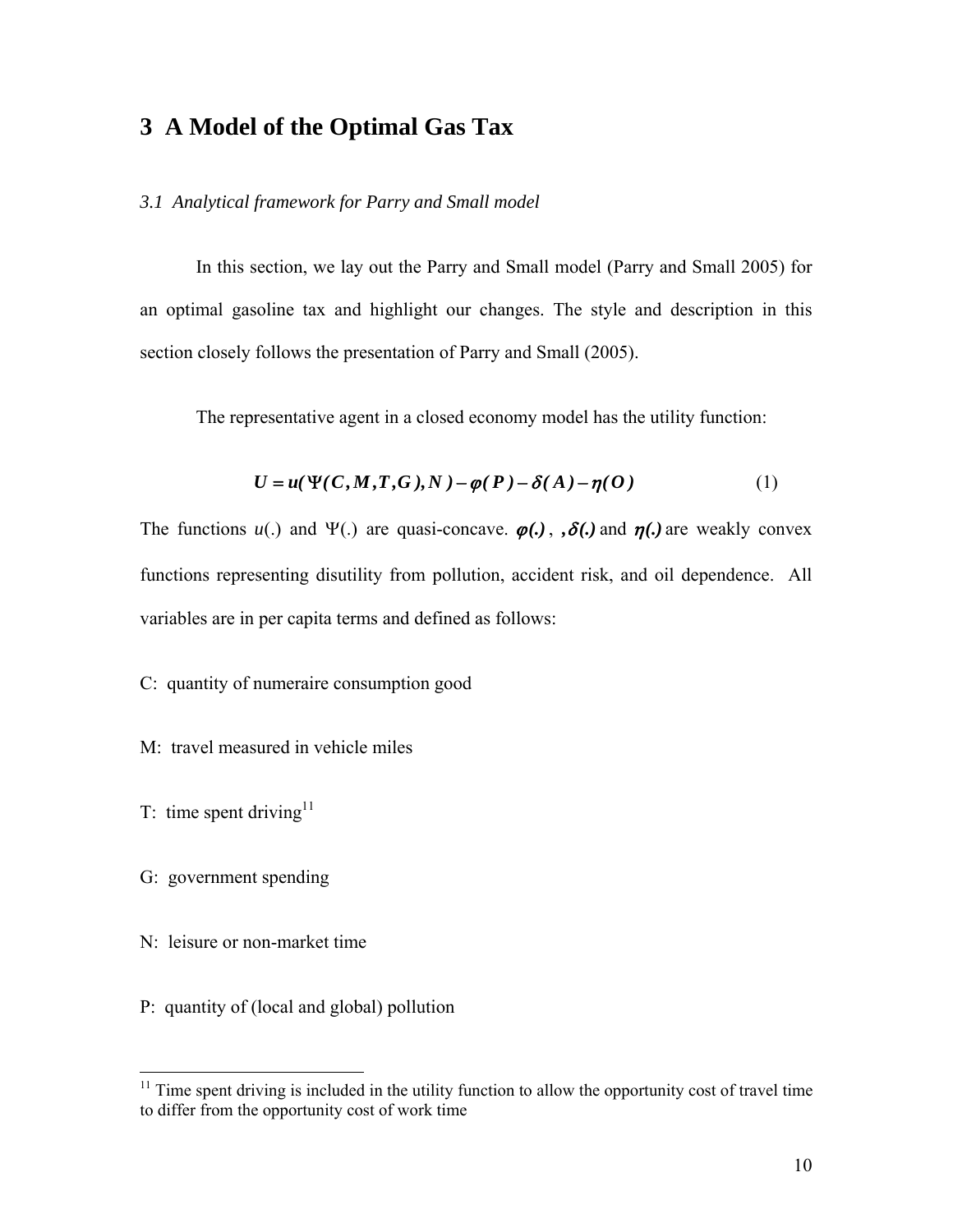# 3 A Model of the Optimal Gas Tax

## *3.1 Analytical framework for Parry and Small model*

In this section, we lay out the Parry and Small model (Parry and Small 2005) for an optimal gasoline tax and highlight our changes. The style and description in this section closely follows the presentation of Parry and Small (2005).

The representative agent in a closed economy model has the utility function:

$$U = u(\Psi(C, M, T, G), N) - \varphi(P) - \delta(A) - \eta(O) \tag{1}$$

The functions $u(.)$ and $\Psi(.)$ are quasi-concave. $\varphi(.)$, $,\delta(.)$ and $\eta(.)$ are weakly convex functions representing disutility from pollution, accident risk, and oil dependence. All variables are in per capita terms and defined as follows:

C: quantity of numeraire consumption good

M: travel measured in vehicle miles

T: time spent driving[11]

G: government spending

N: leisure or non-market time

P: quantity of (local and global) pollution

[11] Time spent driving is included in the utility function to allow the opportunity cost of travel time to differ from the opportunity cost of work time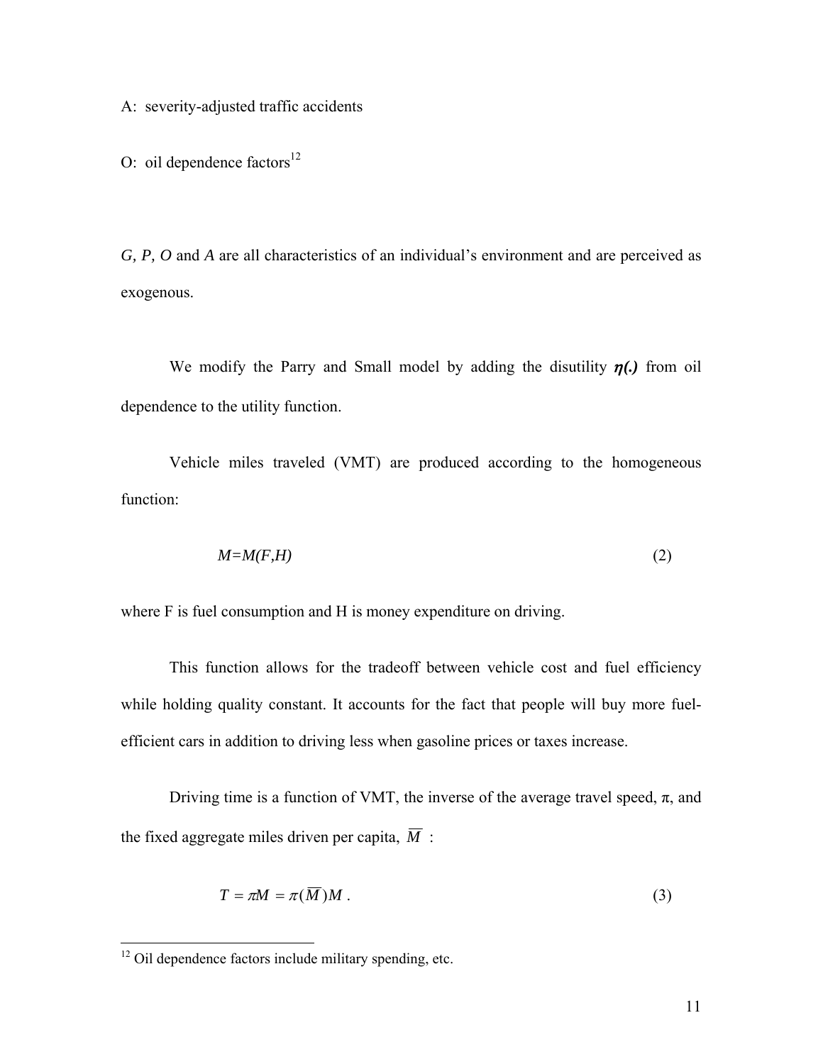A: severity-adjusted traffic accidents

O: oil dependence factors[12]

*G, P, O* and *A* are all characteristics of an individual's environment and are perceived as exogenous.

We modify the Parry and Small model by adding the disutility $\eta(.)$ from oil dependence to the utility function.

Vehicle miles traveled (VMT) are produced according to the homogeneous function:

$$M = M(F,H) \tag{2}$$

where F is fuel consumption and H is money expenditure on driving.

This function allows for the tradeoff between vehicle cost and fuel efficiency while holding quality constant. It accounts for the fact that people will buy more fuel-efficient cars in addition to driving less when gasoline prices or taxes increase.

Driving time is a function of VMT, the inverse of the average travel speed, $\pi$, and the fixed aggregate miles driven per capita, $\overline{M}$ :

$$T = \pi M = \pi(\overline{M})M \, . \tag{3}$$

[12] Oil dependence factors include military spending, etc.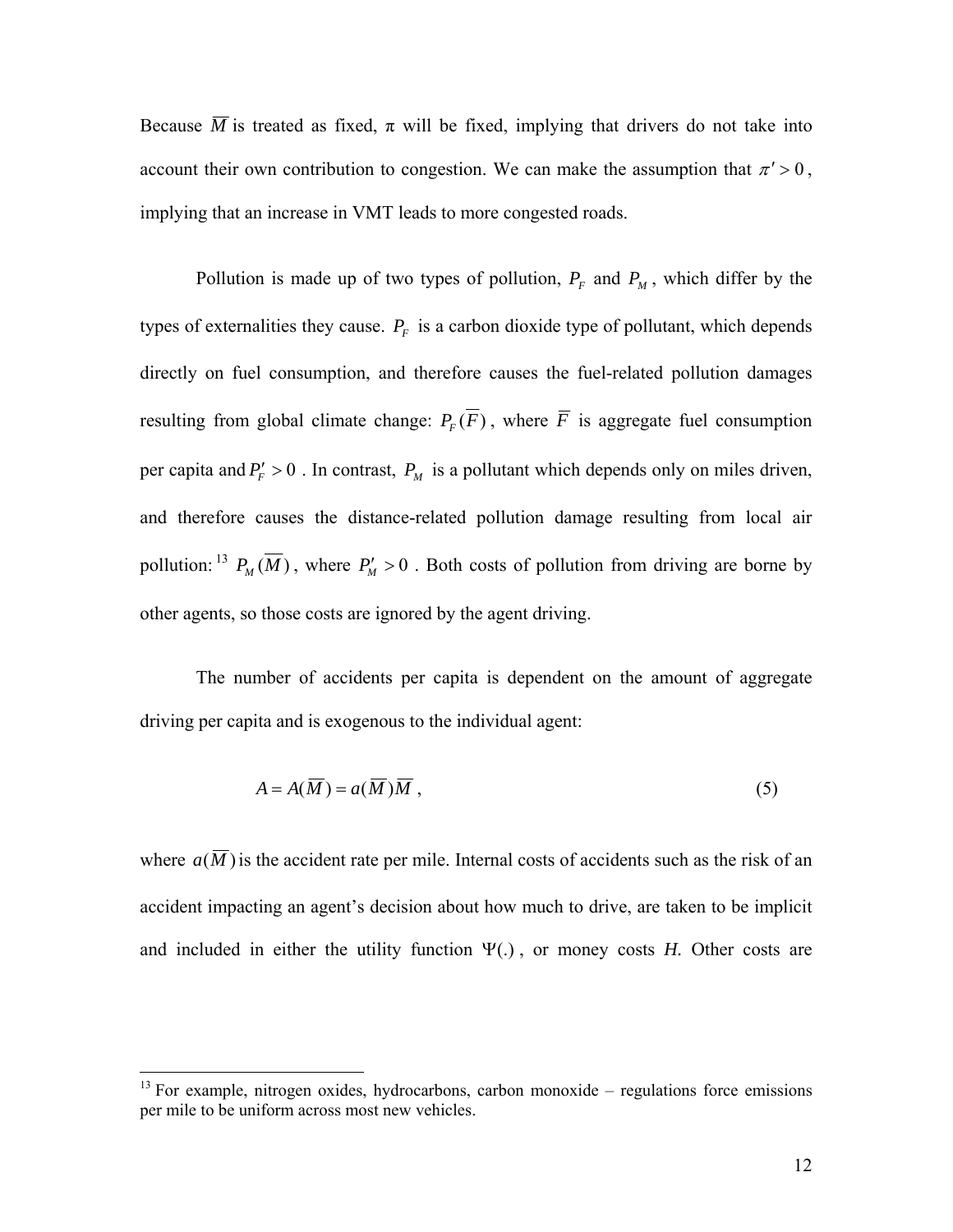Because $\overline{M}$ is treated as fixed, $\pi$ will be fixed, implying that drivers do not take into account their own contribution to congestion. We can make the assumption that $\pi' > 0$, implying that an increase in VMT leads to more congested roads.

Pollution is made up of two types of pollution, $P_F$ and $P_M$, which differ by the types of externalities they cause. $P_F$ is a carbon dioxide type of pollutant, which depends directly on fuel consumption, and therefore causes the fuel-related pollution damages resulting from global climate change: $P_F(\overline{F})$, where $\overline{F}$ is aggregate fuel consumption per capita and $P_F' > 0$. In contrast, $P_M$ is a pollutant which depends only on miles driven, and therefore causes the distance-related pollution damage resulting from local air pollution:[13] $P_M(\overline{M})$, where $P_M' > 0$. Both costs of pollution from driving are borne by other agents, so those costs are ignored by the agent driving.

The number of accidents per capita is dependent on the amount of aggregate driving per capita and is exogenous to the individual agent:

$$A = A(\overline{M}) = a(\overline{M})\overline{M} \, , \tag{5}$$

where $a(\overline{M})$ is the accident rate per mile. Internal costs of accidents such as the risk of an accident impacting an agent's decision about how much to drive, are taken to be implicit and included in either the utility function $\Psi(.)$, or money costs *H*. Other costs are

[13] For example, nitrogen oxides, hydrocarbons, carbon monoxide – regulations force emissions per mile to be uniform across most new vehicles.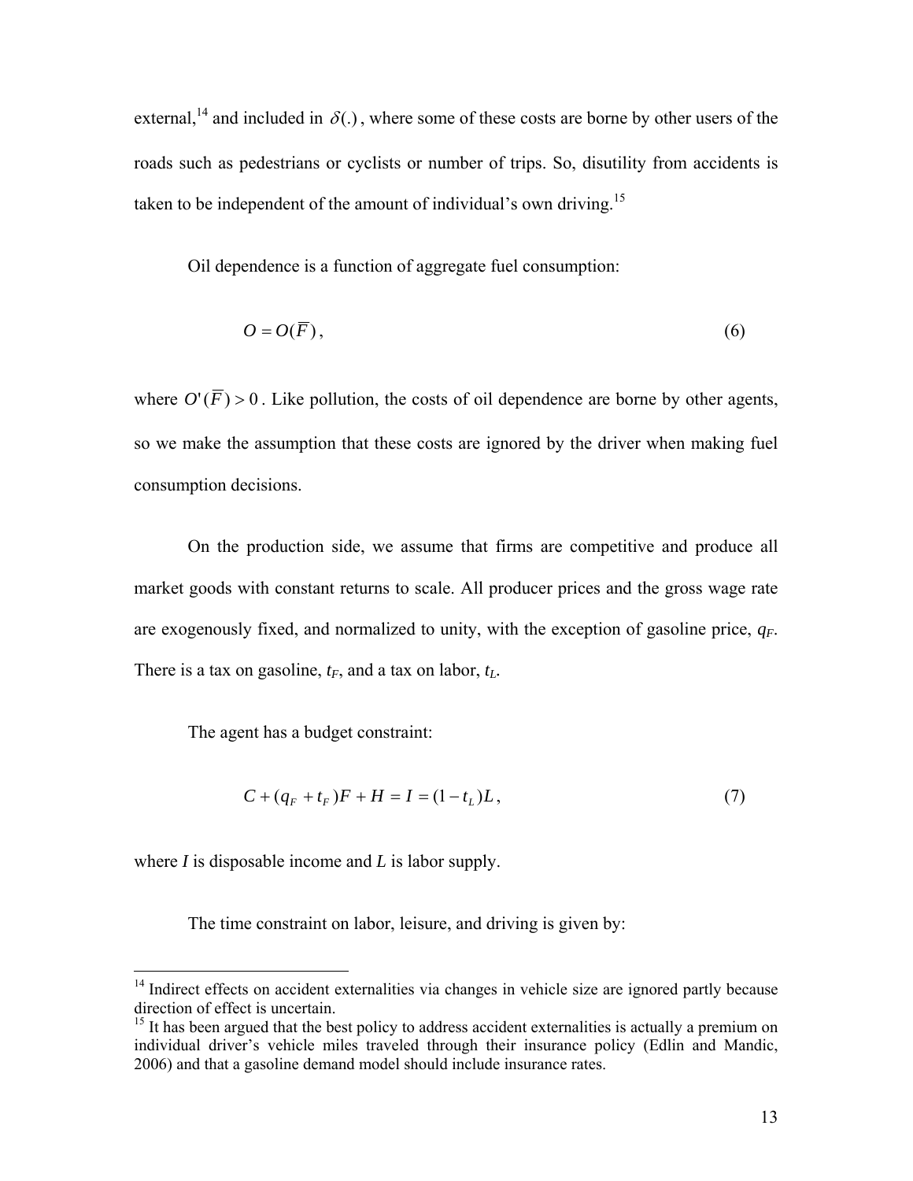external,[14] and included in $\delta(.)$, where some of these costs are borne by other users of the roads such as pedestrians or cyclists or number of trips. So, disutility from accidents is taken to be independent of the amount of individual's own driving.[15]

Oil dependence is a function of aggregate fuel consumption:

$$O = O(\overline{F}), \tag{6}$$

where $O'(\overline{F}) > 0$. Like pollution, the costs of oil dependence are borne by other agents, so we make the assumption that these costs are ignored by the driver when making fuel consumption decisions.

On the production side, we assume that firms are competitive and produce all market goods with constant returns to scale. All producer prices and the gross wage rate are exogenously fixed, and normalized to unity, with the exception of gasoline price, $q_F$. There is a tax on gasoline, $t_F$, and a tax on labor, $t_L$.

The agent has a budget constraint:

$$C + (q_F + t_F)F + H = I = (1 - t_L)L, \tag{7}$$

where $I$ is disposable income and $L$ is labor supply.

The time constraint on labor, leisure, and driving is given by:

---

[14] Indirect effects on accident externalities via changes in vehicle size are ignored partly because direction of effect is uncertain.

[15] It has been argued that the best policy to address accident externalities is actually a premium on individual driver's vehicle miles traveled through their insurance policy (Edlin and Mandic, 2006) and that a gasoline demand model should include insurance rates.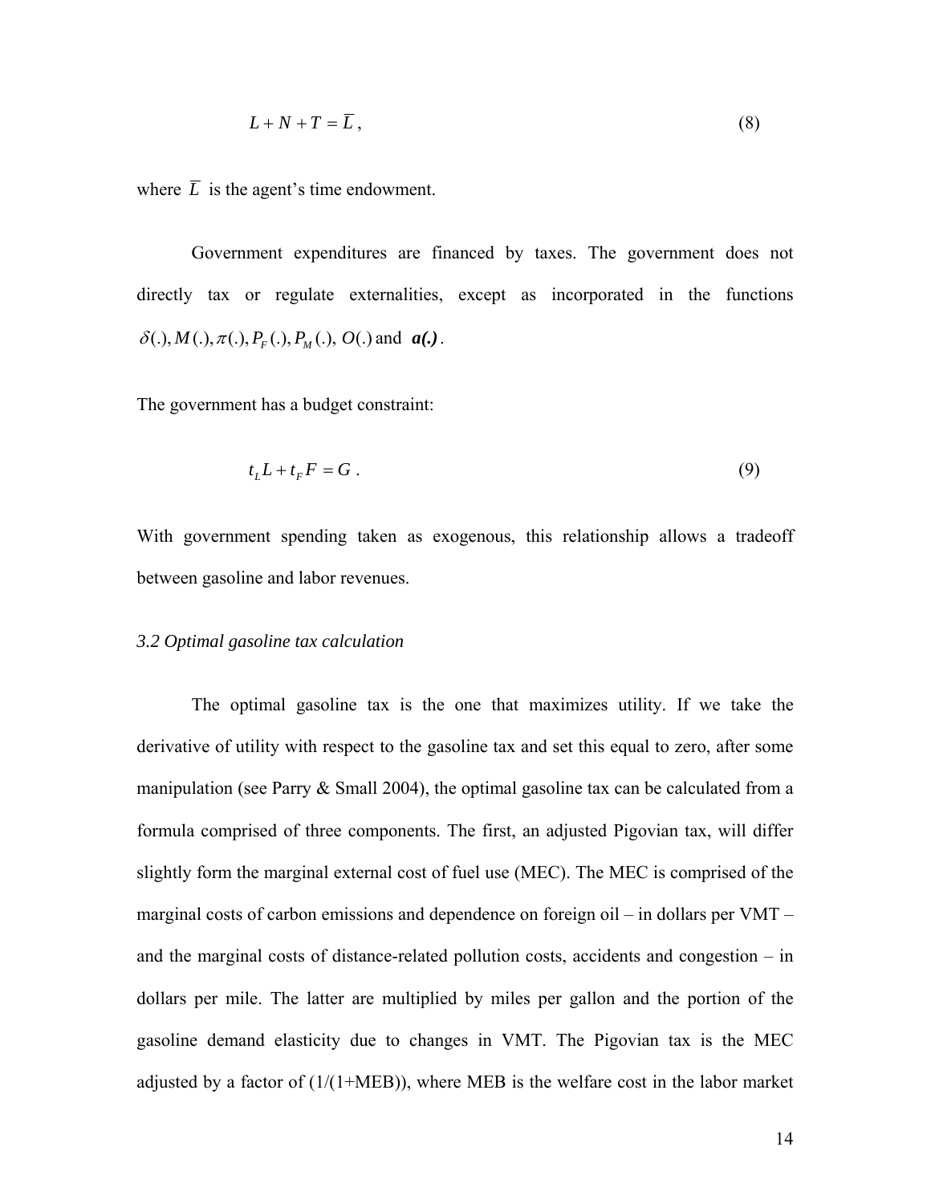$$L + N + T = \overline{L}\,, \tag{8}$$

where $\overline{L}$ is the agent's time endowment.

Government expenditures are financed by taxes. The government does not directly tax or regulate externalities, except as incorporated in the functions $\delta(.), M(.), \pi(.), P_F(.), P_M(.),\ O(.)$ and $\boldsymbol{a(.)}$.

The government has a budget constraint:

$$t_L L + t_F F = G\ . \tag{9}$$

With government spending taken as exogenous, this relationship allows a tradeoff between gasoline and labor revenues.

*3.2 Optimal gasoline tax calculation*

The optimal gasoline tax is the one that maximizes utility. If we take the derivative of utility with respect to the gasoline tax and set this equal to zero, after some manipulation (see Parry & Small 2004), the optimal gasoline tax can be calculated from a formula comprised of three components. The first, an adjusted Pigovian tax, will differ slightly form the marginal external cost of fuel use (MEC). The MEC is comprised of the marginal costs of carbon emissions and dependence on foreign oil – in dollars per VMT – and the marginal costs of distance-related pollution costs, accidents and congestion – in dollars per mile. The latter are multiplied by miles per gallon and the portion of the gasoline demand elasticity due to changes in VMT. The Pigovian tax is the MEC adjusted by a factor of (1/(1+MEB)), where MEB is the welfare cost in the labor market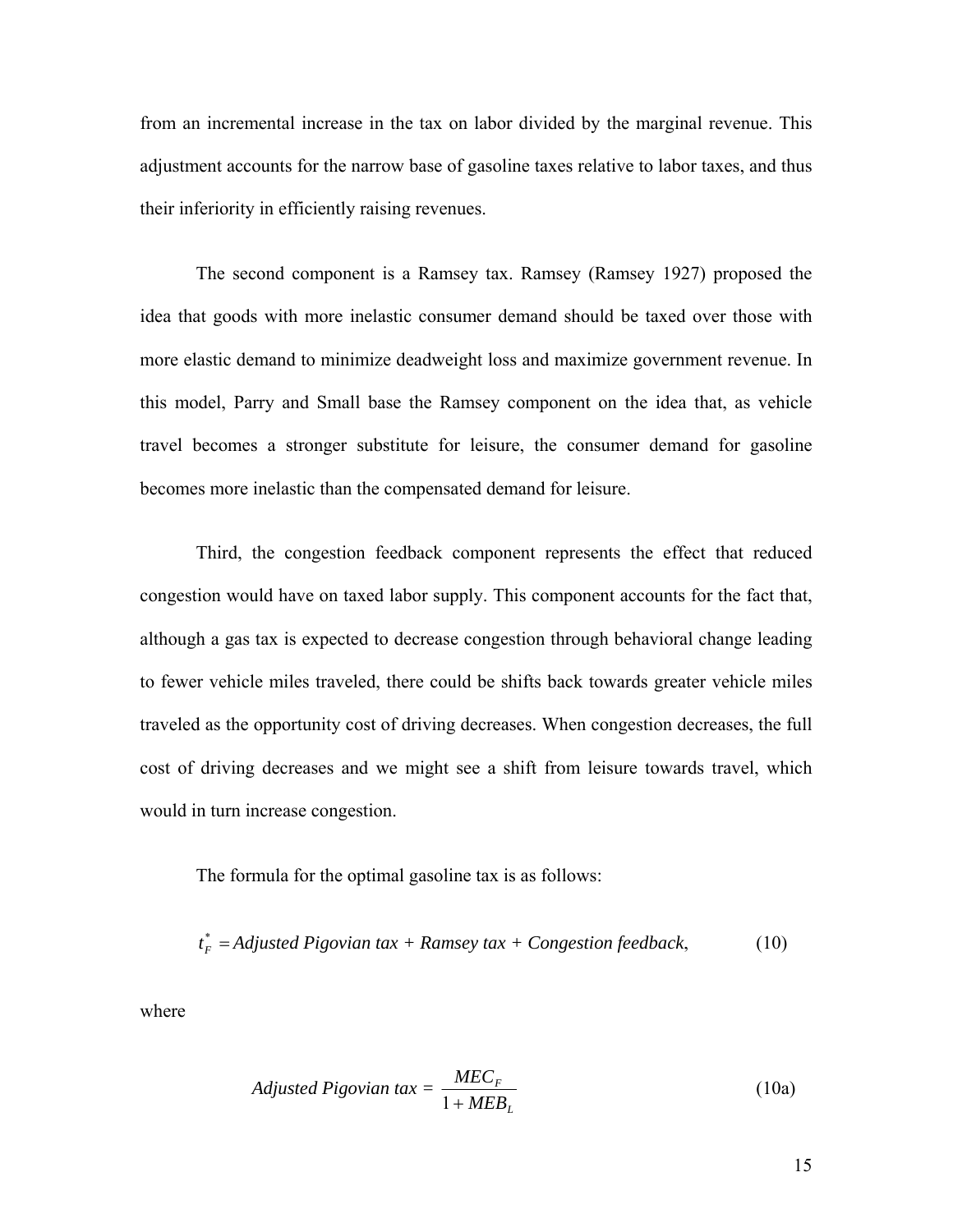from an incremental increase in the tax on labor divided by the marginal revenue. This adjustment accounts for the narrow base of gasoline taxes relative to labor taxes, and thus their inferiority in efficiently raising revenues.

The second component is a Ramsey tax. Ramsey (Ramsey 1927) proposed the idea that goods with more inelastic consumer demand should be taxed over those with more elastic demand to minimize deadweight loss and maximize government revenue. In this model, Parry and Small base the Ramsey component on the idea that, as vehicle travel becomes a stronger substitute for leisure, the consumer demand for gasoline becomes more inelastic than the compensated demand for leisure.

Third, the congestion feedback component represents the effect that reduced congestion would have on taxed labor supply. This component accounts for the fact that, although a gas tax is expected to decrease congestion through behavioral change leading to fewer vehicle miles traveled, there could be shifts back towards greater vehicle miles traveled as the opportunity cost of driving decreases. When congestion decreases, the full cost of driving decreases and we might see a shift from leisure towards travel, which would in turn increase congestion.

The formula for the optimal gasoline tax is as follows:

$$t_F^* = \textit{Adjusted Pigovian tax} + \textit{Ramsey tax} + \textit{Congestion feedback}, \qquad (10)$$

where

$$\textit{Adjusted Pigovian tax} = \frac{MEC_F}{1 + MEB_L} \qquad (10a)$$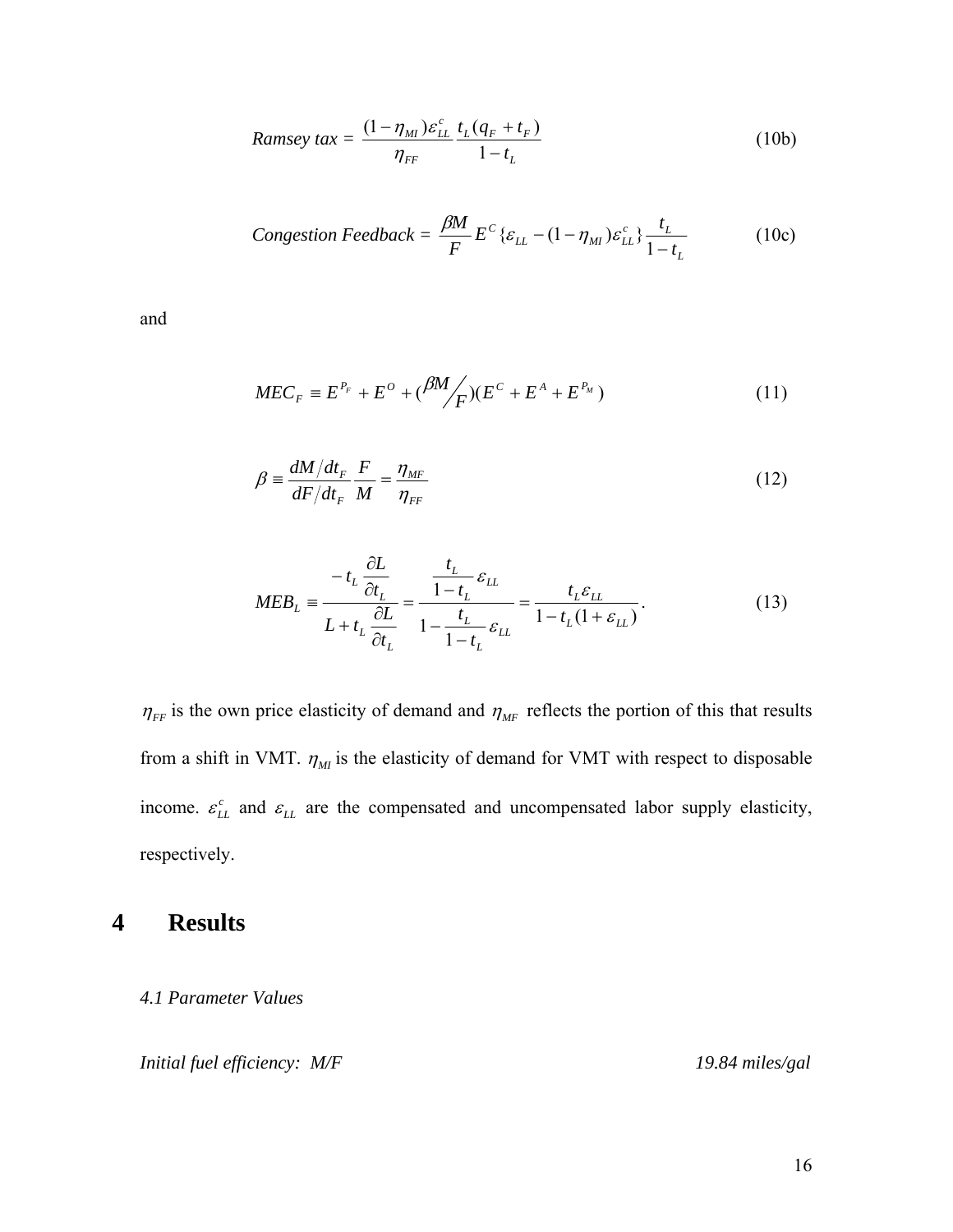$$Ramsey\ tax = \frac{(1-\eta_{MI})\varepsilon_{LL}^{c}}{\eta_{FF}} \frac{t_L(q_F + t_F)}{1-t_L} \tag{10b}$$

$$Congestion\ Feedback = \frac{\beta M}{F} E^{C}\{\varepsilon_{LL} - (1-\eta_{MI})\varepsilon_{LL}^{c}\} \frac{t_L}{1-t_L} \tag{10c}$$

and

$$MEC_F \equiv E^{P_F} + E^{O} + (\beta M / F)(E^{C} + E^{A} + E^{P_M}) \tag{11}$$

$$\beta \equiv \frac{dM/dt_F}{dF/dt_F} \frac{F}{M} = \frac{\eta_{MF}}{\eta_{FF}} \tag{12}$$

$$MEB_L \equiv \frac{-t_L \frac{\partial L}{\partial t_L}}{L + t_L \frac{\partial L}{\partial t_L}} = \frac{\frac{t_L}{1-t_L}\varepsilon_{LL}}{1 - \frac{t_L}{1-t_L}\varepsilon_{LL}} = \frac{t_L \varepsilon_{LL}}{1 - t_L(1+\varepsilon_{LL})}. \tag{13}$$

$\eta_{FF}$ is the own price elasticity of demand and $\eta_{MF}$ reflects the portion of this that results from a shift in VMT. $\eta_{MI}$ is the elasticity of demand for VMT with respect to disposable income. $\varepsilon_{LL}^{c}$ and $\varepsilon_{LL}$ are the compensated and uncompensated labor supply elasticity, respectively.

# 4 Results

*4.1 Parameter Values*

*Initial fuel efficiency: M/F* *19.84 miles/gal*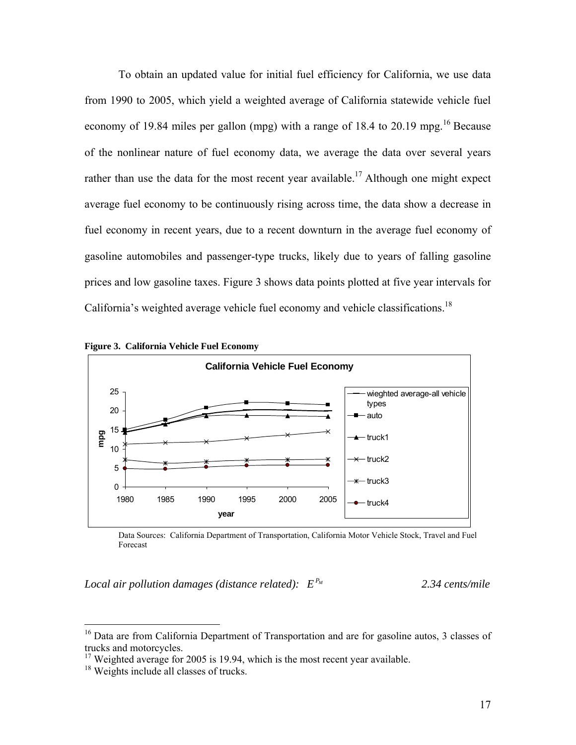To obtain an updated value for initial fuel efficiency for California, we use data from 1990 to 2005, which yield a weighted average of California statewide vehicle fuel economy of 19.84 miles per gallon (mpg) with a range of 18.4 to 20.19 mpg.[16] Because of the nonlinear nature of fuel economy data, we average the data over several years rather than use the data for the most recent year available.[17] Although one might expect average fuel economy to be continuously rising across time, the data show a decrease in fuel economy in recent years, due to a recent downturn in the average fuel economy of gasoline automobiles and passenger-type trucks, likely due to years of falling gasoline prices and low gasoline taxes. Figure 3 shows data points plotted at five year intervals for California's weighted average vehicle fuel economy and vehicle classifications.[18]

**Figure 3. California Vehicle Fuel Economy**

California Vehicle Fuel Economy

mpg

25
20
15
10
5
0

1980 1985 1990 1995 2000 2005

year

wieghted average-all vehicle types
auto
truck1
truck2
truck3
truck4

Data Sources: California Department of Transportation, California Motor Vehicle Stock, Travel and Fuel Forecast

*Local air pollution damages (distance related):* $E^{P_M}$ *2.34 cents/mile*

---

[16] Data are from California Department of Transportation and are for gasoline autos, 3 classes of trucks and motorcycles.

[17] Weighted average for 2005 is 19.94, which is the most recent year available.

[18] Weights include all classes of trucks.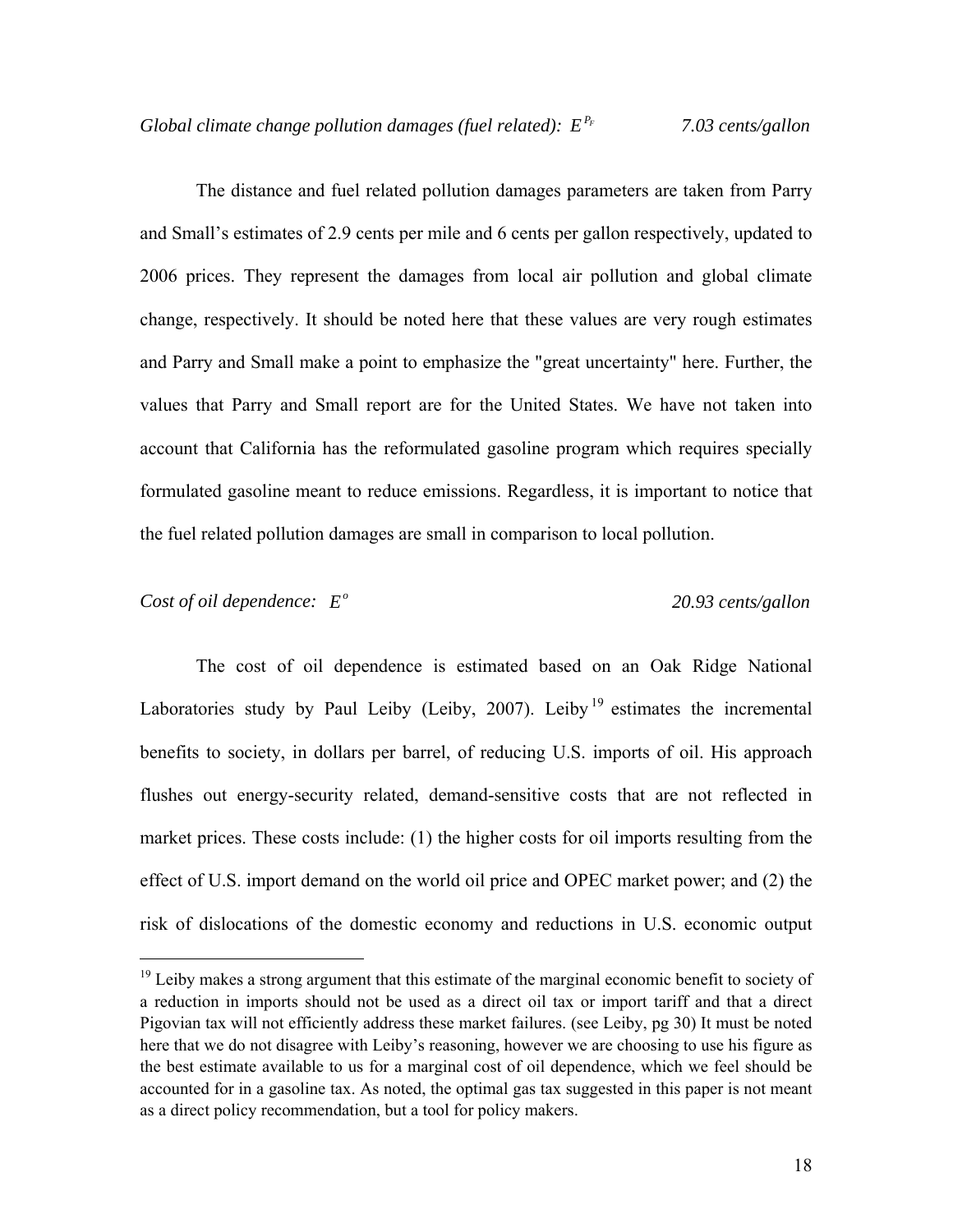*Global climate change pollution damages (fuel related):* $E^{P_F}$ *7.03 cents/gallon*

The distance and fuel related pollution damages parameters are taken from Parry and Small's estimates of 2.9 cents per mile and 6 cents per gallon respectively, updated to 2006 prices. They represent the damages from local air pollution and global climate change, respectively. It should be noted here that these values are very rough estimates and Parry and Small make a point to emphasize the "great uncertainty" here. Further, the values that Parry and Small report are for the United States. We have not taken into account that California has the reformulated gasoline program which requires specially formulated gasoline meant to reduce emissions. Regardless, it is important to notice that the fuel related pollution damages are small in comparison to local pollution.

*Cost of oil dependence:* $E^o$ *20.93 cents/gallon*

The cost of oil dependence is estimated based on an Oak Ridge National Laboratories study by Paul Leiby (Leiby, 2007). Leiby[19] estimates the incremental benefits to society, in dollars per barrel, of reducing U.S. imports of oil. His approach flushes out energy-security related, demand-sensitive costs that are not reflected in market prices. These costs include: (1) the higher costs for oil imports resulting from the effect of U.S. import demand on the world oil price and OPEC market power; and (2) the risk of dislocations of the domestic economy and reductions in U.S. economic output

[19] Leiby makes a strong argument that this estimate of the marginal economic benefit to society of a reduction in imports should not be used as a direct oil tax or import tariff and that a direct Pigovian tax will not efficiently address these market failures. (see Leiby, pg 30) It must be noted here that we do not disagree with Leiby's reasoning, however we are choosing to use his figure as the best estimate available to us for a marginal cost of oil dependence, which we feel should be accounted for in a gasoline tax. As noted, the optimal gas tax suggested in this paper is not meant as a direct policy recommendation, but a tool for policy makers.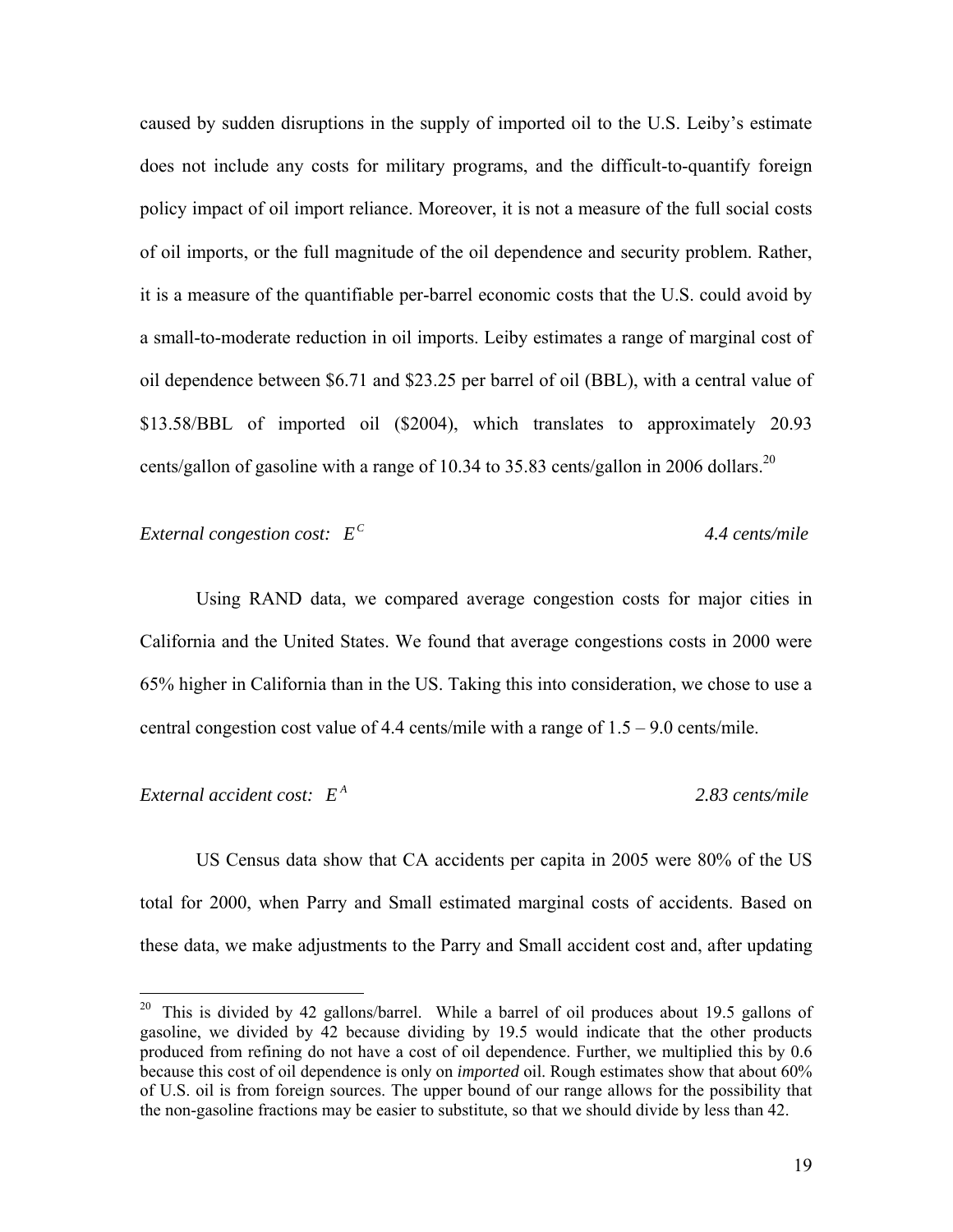caused by sudden disruptions in the supply of imported oil to the U.S. Leiby's estimate does not include any costs for military programs, and the difficult-to-quantify foreign policy impact of oil import reliance. Moreover, it is not a measure of the full social costs of oil imports, or the full magnitude of the oil dependence and security problem. Rather, it is a measure of the quantifiable per-barrel economic costs that the U.S. could avoid by a small-to-moderate reduction in oil imports. Leiby estimates a range of marginal cost of oil dependence between $6.71 and $23.25 per barrel of oil (BBL), with a central value of $13.58/BBL of imported oil ($2004), which translates to approximately 20.93 cents/gallon of gasoline with a range of 10.34 to 35.83 cents/gallon in 2006 dollars.[20]

*External congestion cost:* $E^C$ *4.4 cents/mile*

Using RAND data, we compared average congestion costs for major cities in California and the United States. We found that average congestions costs in 2000 were 65% higher in California than in the US. Taking this into consideration, we chose to use a central congestion cost value of 4.4 cents/mile with a range of 1.5 – 9.0 cents/mile.

*External accident cost:* $E^A$ *2.83 cents/mile*

US Census data show that CA accidents per capita in 2005 were 80% of the US total for 2000, when Parry and Small estimated marginal costs of accidents. Based on these data, we make adjustments to the Parry and Small accident cost and, after updating

[20] This is divided by 42 gallons/barrel. While a barrel of oil produces about 19.5 gallons of gasoline, we divided by 42 because dividing by 19.5 would indicate that the other products produced from refining do not have a cost of oil dependence. Further, we multiplied this by 0.6 because this cost of oil dependence is only on *imported* oil. Rough estimates show that about 60% of U.S. oil is from foreign sources. The upper bound of our range allows for the possibility that the non-gasoline fractions may be easier to substitute, so that we should divide by less than 42.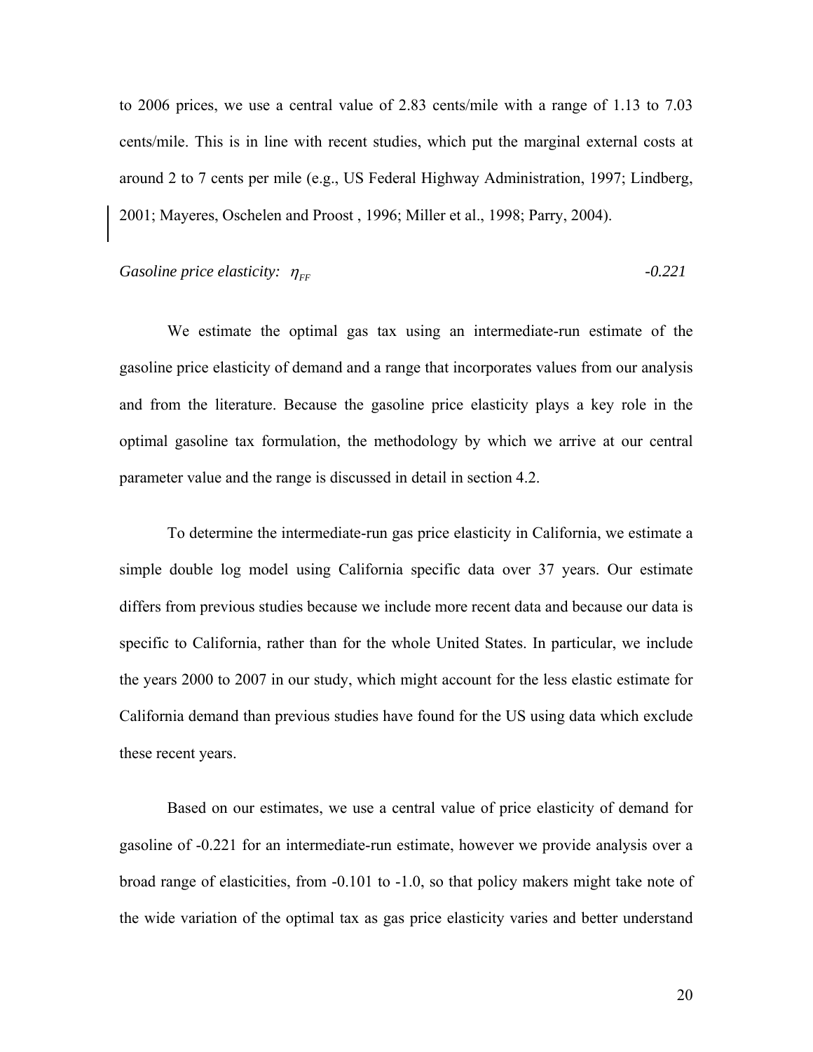to 2006 prices, we use a central value of 2.83 cents/mile with a range of 1.13 to 7.03 cents/mile. This is in line with recent studies, which put the marginal external costs at around 2 to 7 cents per mile (e.g., US Federal Highway Administration, 1997; Lindberg, 2001; Mayeres, Oschelen and Proost , 1996; Miller et al., 1998; Parry, 2004).

*Gasoline price elasticity:* $\eta_{FF}$ *-0.221*

We estimate the optimal gas tax using an intermediate-run estimate of the gasoline price elasticity of demand and a range that incorporates values from our analysis and from the literature. Because the gasoline price elasticity plays a key role in the optimal gasoline tax formulation, the methodology by which we arrive at our central parameter value and the range is discussed in detail in section 4.2.

To determine the intermediate-run gas price elasticity in California, we estimate a simple double log model using California specific data over 37 years. Our estimate differs from previous studies because we include more recent data and because our data is specific to California, rather than for the whole United States. In particular, we include the years 2000 to 2007 in our study, which might account for the less elastic estimate for California demand than previous studies have found for the US using data which exclude these recent years.

Based on our estimates, we use a central value of price elasticity of demand for gasoline of -0.221 for an intermediate-run estimate, however we provide analysis over a broad range of elasticities, from -0.101 to -1.0, so that policy makers might take note of the wide variation of the optimal tax as gas price elasticity varies and better understand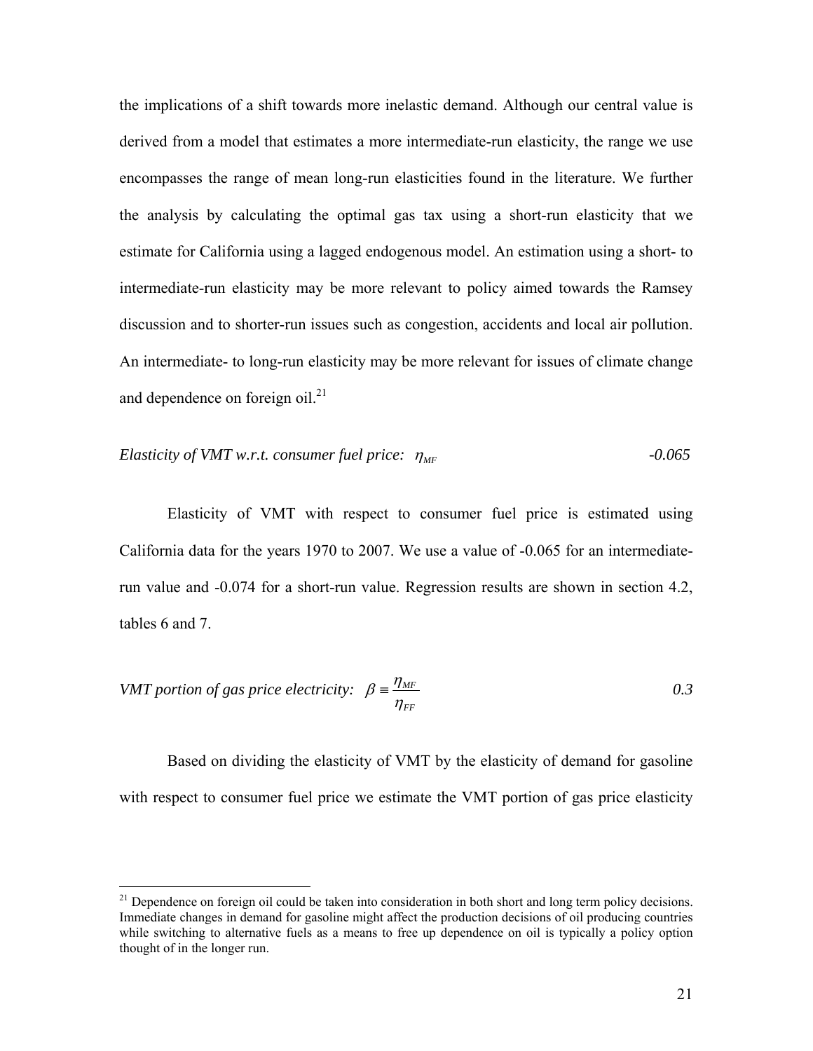the implications of a shift towards more inelastic demand. Although our central value is derived from a model that estimates a more intermediate-run elasticity, the range we use encompasses the range of mean long-run elasticities found in the literature. We further the analysis by calculating the optimal gas tax using a short-run elasticity that we estimate for California using a lagged endogenous model. An estimation using a short- to intermediate-run elasticity may be more relevant to policy aimed towards the Ramsey discussion and to shorter-run issues such as congestion, accidents and local air pollution. An intermediate- to long-run elasticity may be more relevant for issues of climate change and dependence on foreign oil.[21]

*Elasticity of VMT w.r.t. consumer fuel price:* $\eta_{MF}$ *-0.065*

Elasticity of VMT with respect to consumer fuel price is estimated using California data for the years 1970 to 2007. We use a value of -0.065 for an intermediate-run value and -0.074 for a short-run value. Regression results are shown in section 4.2, tables 6 and 7.

*VMT portion of gas price electricity:* $\beta \equiv \frac{\eta_{MF}}{\eta_{FF}}$ *0.3*

Based on dividing the elasticity of VMT by the elasticity of demand for gasoline with respect to consumer fuel price we estimate the VMT portion of gas price elasticity

[21] Dependence on foreign oil could be taken into consideration in both short and long term policy decisions. Immediate changes in demand for gasoline might affect the production decisions of oil producing countries while switching to alternative fuels as a means to free up dependence on oil is typically a policy option thought of in the longer run.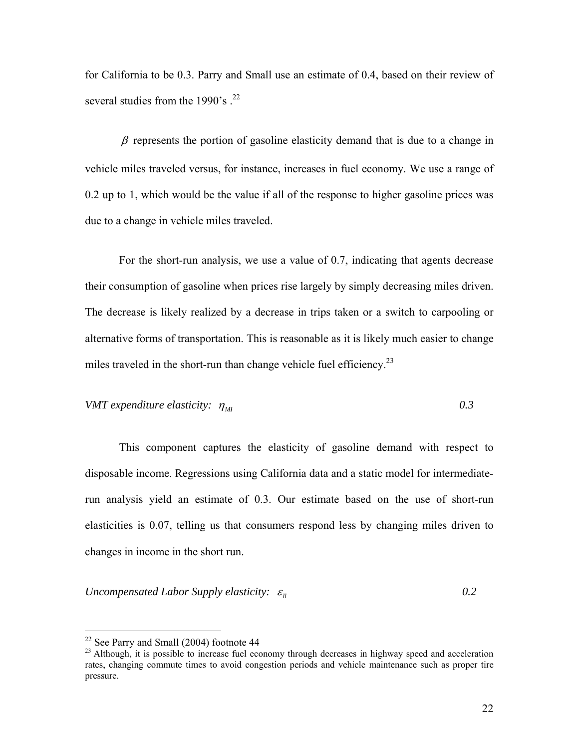for California to be 0.3. Parry and Small use an estimate of 0.4, based on their review of several studies from the 1990's .[22]

$\beta$ represents the portion of gasoline elasticity demand that is due to a change in vehicle miles traveled versus, for instance, increases in fuel economy. We use a range of 0.2 up to 1, which would be the value if all of the response to higher gasoline prices was due to a change in vehicle miles traveled.

For the short-run analysis, we use a value of 0.7, indicating that agents decrease their consumption of gasoline when prices rise largely by simply decreasing miles driven. The decrease is likely realized by a decrease in trips taken or a switch to carpooling or alternative forms of transportation. This is reasonable as it is likely much easier to change miles traveled in the short-run than change vehicle fuel efficiency.[23]

*VMT expenditure elasticity:* $\eta_{MI}$ *0.3*

This component captures the elasticity of gasoline demand with respect to disposable income. Regressions using California data and a static model for intermediate-run analysis yield an estimate of 0.3. Our estimate based on the use of short-run elasticities is 0.07, telling us that consumers respond less by changing miles driven to changes in income in the short run.

*Uncompensated Labor Supply elasticity:* $\varepsilon_{ll}$ *0.2*

---

[22] See Parry and Small (2004) footnote 44

[23] Although, it is possible to increase fuel economy through decreases in highway speed and acceleration rates, changing commute times to avoid congestion periods and vehicle maintenance such as proper tire pressure.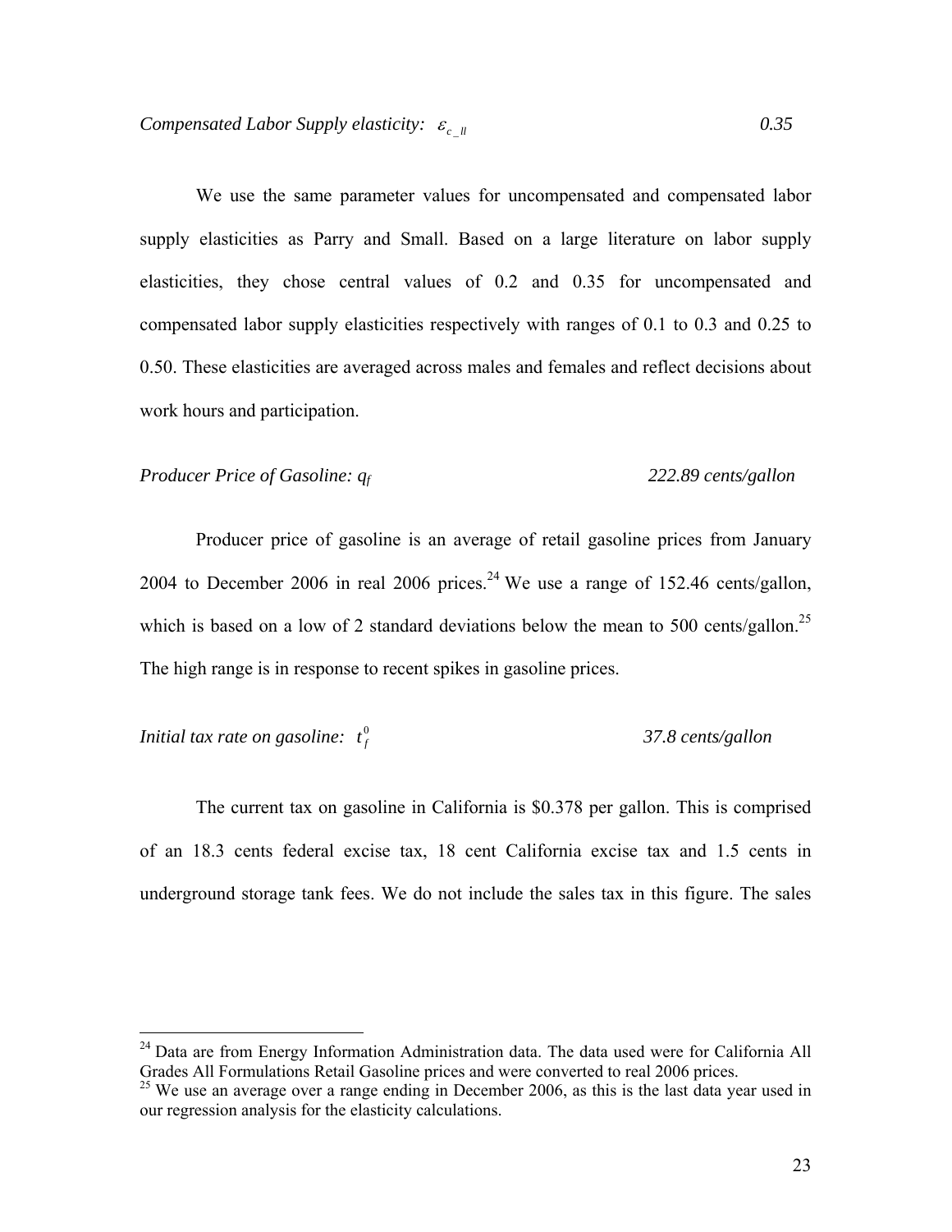*Compensated Labor Supply elasticity:* $\varepsilon_{c\_ll}$ *0.35*

We use the same parameter values for uncompensated and compensated labor supply elasticities as Parry and Small. Based on a large literature on labor supply elasticities, they chose central values of 0.2 and 0.35 for uncompensated and compensated labor supply elasticities respectively with ranges of 0.1 to 0.3 and 0.25 to 0.50. These elasticities are averaged across males and females and reflect decisions about work hours and participation.

*Producer Price of Gasoline:* $q_f$ *222.89 cents/gallon*

Producer price of gasoline is an average of retail gasoline prices from January 2004 to December 2006 in real 2006 prices.[24] We use a range of 152.46 cents/gallon, which is based on a low of 2 standard deviations below the mean to 500 cents/gallon.[25] The high range is in response to recent spikes in gasoline prices.

*Initial tax rate on gasoline:* $t_f^0$ *37.8 cents/gallon*

The current tax on gasoline in California is $0.378 per gallon. This is comprised of an 18.3 cents federal excise tax, 18 cent California excise tax and 1.5 cents in underground storage tank fees. We do not include the sales tax in this figure. The sales

[24] Data are from Energy Information Administration data. The data used were for California All Grades All Formulations Retail Gasoline prices and were converted to real 2006 prices.

[25] We use an average over a range ending in December 2006, as this is the last data year used in our regression analysis for the elasticity calculations.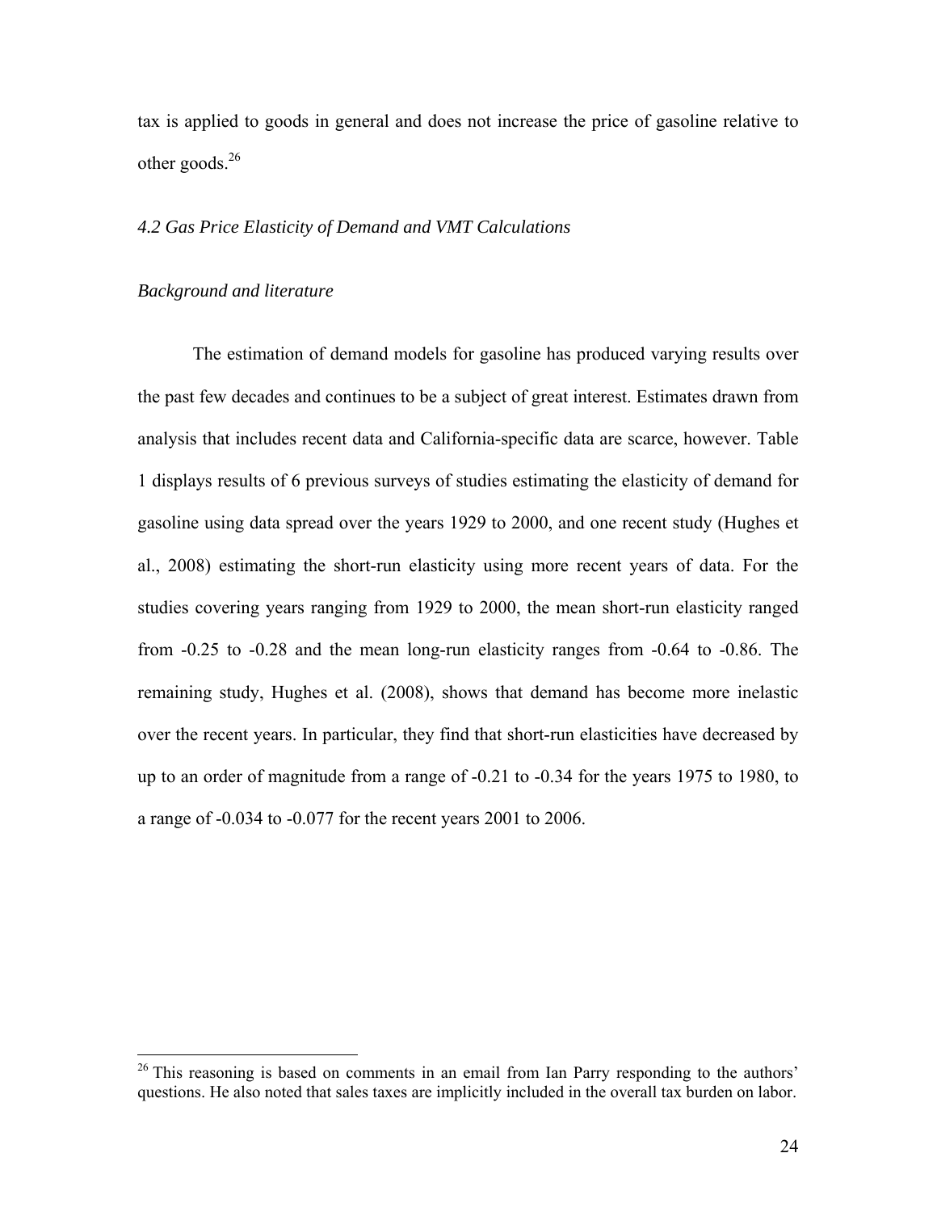tax is applied to goods in general and does not increase the price of gasoline relative to other goods.[26]

*4.2 Gas Price Elasticity of Demand and VMT Calculations*

*Background and literature*

The estimation of demand models for gasoline has produced varying results over the past few decades and continues to be a subject of great interest. Estimates drawn from analysis that includes recent data and California-specific data are scarce, however. Table 1 displays results of 6 previous surveys of studies estimating the elasticity of demand for gasoline using data spread over the years 1929 to 2000, and one recent study (Hughes et al., 2008) estimating the short-run elasticity using more recent years of data. For the studies covering years ranging from 1929 to 2000, the mean short-run elasticity ranged from -0.25 to -0.28 and the mean long-run elasticity ranges from -0.64 to -0.86. The remaining study, Hughes et al. (2008), shows that demand has become more inelastic over the recent years. In particular, they find that short-run elasticities have decreased by up to an order of magnitude from a range of -0.21 to -0.34 for the years 1975 to 1980, to a range of -0.034 to -0.077 for the recent years 2001 to 2006.

[26] This reasoning is based on comments in an email from Ian Parry responding to the authors' questions. He also noted that sales taxes are implicitly included in the overall tax burden on labor.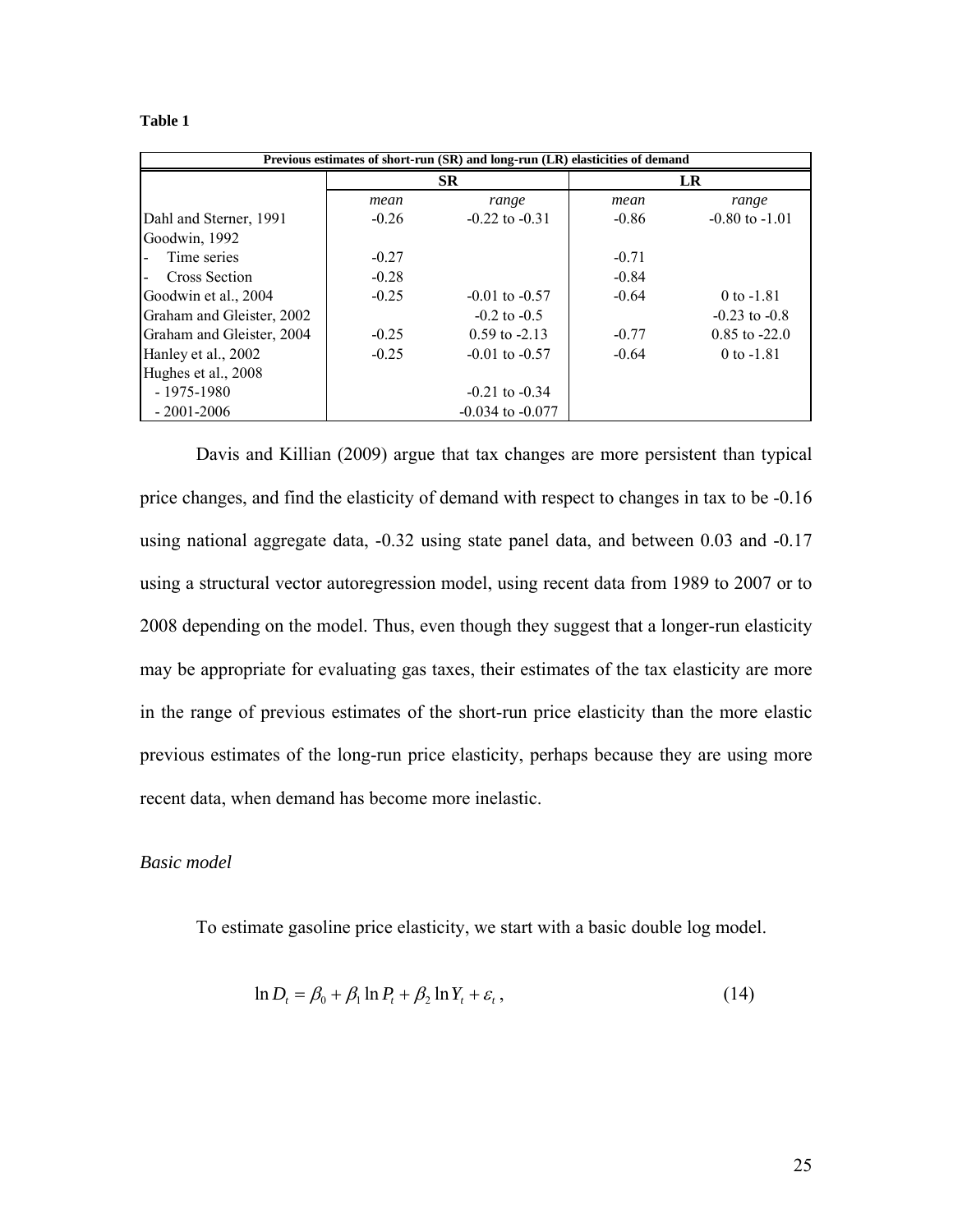**Table 1**

| Previous estimates of short-run (SR) and long-run (LR) elasticities of demand | | | | |
|---|---|---|---|---|
| | SR | | LR | |
| | *mean* | *range* | *mean* | *range* |
| Dahl and Sterner, 1991 | -0.26 | -0.22 to -0.31 | -0.86 | -0.80 to -1.01 |
| Goodwin, 1992 | | | | |
| - Time series | -0.27 | | -0.71 | |
| - Cross Section | -0.28 | | -0.84 | |
| Goodwin et al., 2004 | -0.25 | -0.01 to -0.57 | -0.64 | 0 to -1.81 |
| Graham and Gleister, 2002 | | -0.2 to -0.5 | | -0.23 to -0.8 |
| Graham and Gleister, 2004 | -0.25 | 0.59 to -2.13 | -0.77 | 0.85 to -22.0 |
| Hanley et al., 2002 | -0.25 | -0.01 to -0.57 | -0.64 | 0 to -1.81 |
| Hughes et al., 2008 | | | | |
| - 1975-1980 | | -0.21 to -0.34 | | |
| - 2001-2006 | | -0.034 to -0.077 | | |

Davis and Killian (2009) argue that tax changes are more persistent than typical price changes, and find the elasticity of demand with respect to changes in tax to be -0.16 using national aggregate data, -0.32 using state panel data, and between 0.03 and -0.17 using a structural vector autoregression model, using recent data from 1989 to 2007 or to 2008 depending on the model. Thus, even though they suggest that a longer-run elasticity may be appropriate for evaluating gas taxes, their estimates of the tax elasticity are more in the range of previous estimates of the short-run price elasticity than the more elastic previous estimates of the long-run price elasticity, perhaps because they are using more recent data, when demand has become more inelastic.

*Basic model*

To estimate gasoline price elasticity, we start with a basic double log model.

$$\ln D_t = \beta_0 + \beta_1 \ln P_t + \beta_2 \ln Y_t + \varepsilon_t \,, \tag{14}$$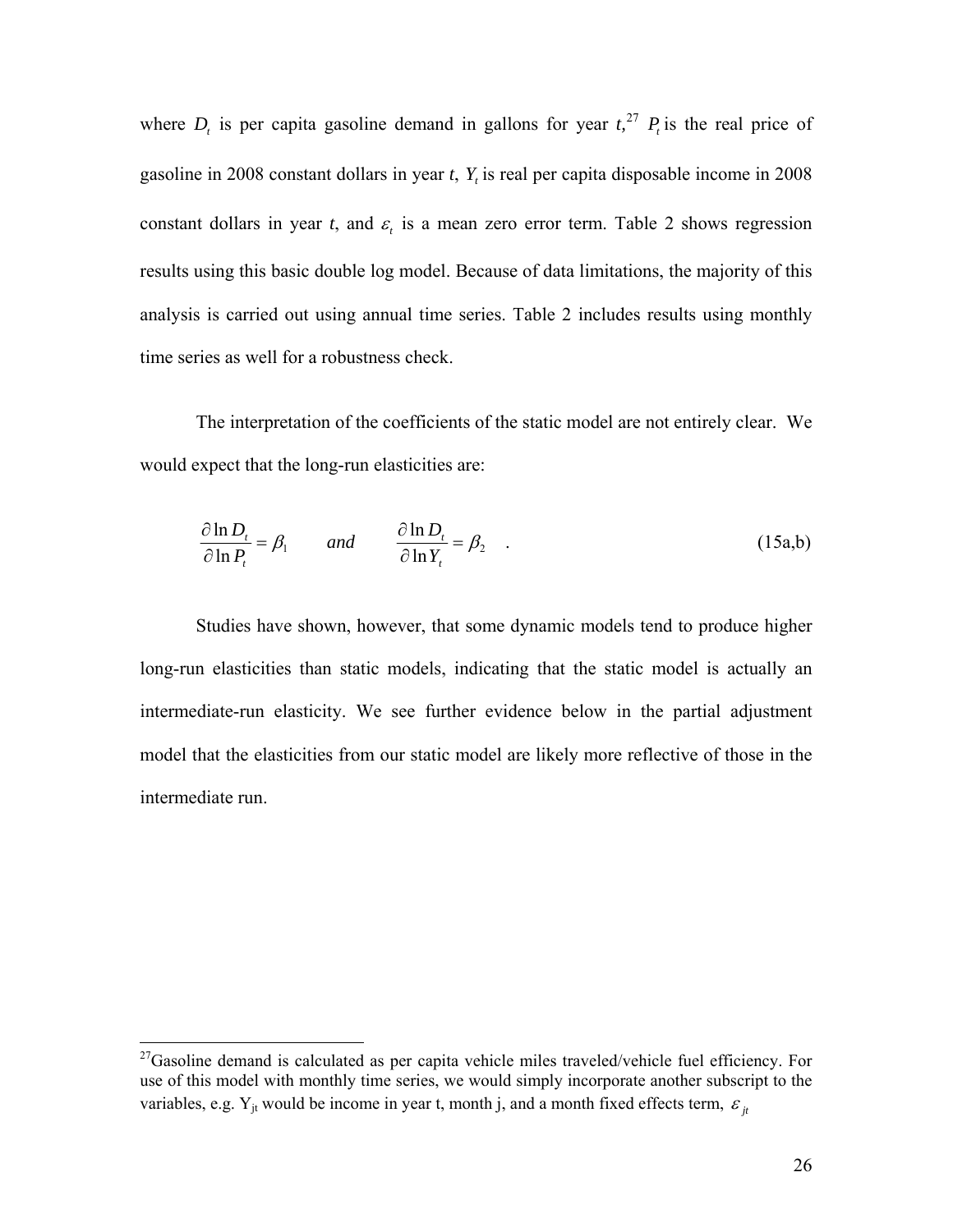where $D_t$ is per capita gasoline demand in gallons for year $t$,[27] $P_t$ is the real price of gasoline in 2008 constant dollars in year $t$, $Y_t$ is real per capita disposable income in 2008 constant dollars in year $t$, and $\varepsilon_t$ is a mean zero error term. Table 2 shows regression results using this basic double log model. Because of data limitations, the majority of this analysis is carried out using annual time series. Table 2 includes results using monthly time series as well for a robustness check.

The interpretation of the coefficients of the static model are not entirely clear. We would expect that the long-run elasticities are:

$$\frac{\partial \ln D_t}{\partial \ln P_t} = \beta_1 \qquad \text{and} \qquad \frac{\partial \ln D_t}{\partial \ln Y_t} = \beta_2 \quad . \tag{15a,b}$$

Studies have shown, however, that some dynamic models tend to produce higher long-run elasticities than static models, indicating that the static model is actually an intermediate-run elasticity. We see further evidence below in the partial adjustment model that the elasticities from our static model are likely more reflective of those in the intermediate run.

---

[27] Gasoline demand is calculated as per capita vehicle miles traveled/vehicle fuel efficiency. For use of this model with monthly time series, we would simply incorporate another subscript to the variables, e.g. $Y_{jt}$ would be income in year t, month j, and a month fixed effects term, $\varepsilon_{jt}$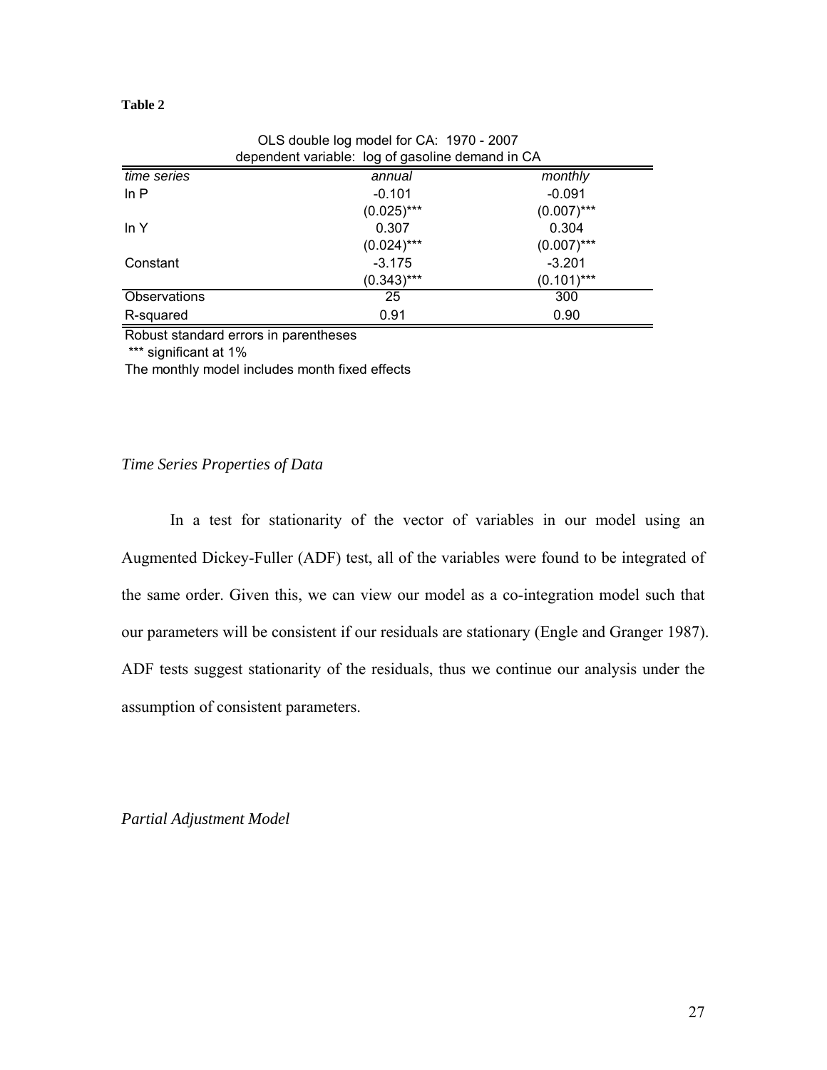**Table 2**

OLS double log model for CA: 1970 - 2007
dependent variable: log of gasoline demand in CA

| *time series* | *annual* | *monthly* |
|---|---|---|
| ln P | -0.101 | -0.091 |
| | (0.025)*** | (0.007)*** |
| ln Y | 0.307 | 0.304 |
| | (0.024)*** | (0.007)*** |
| Constant | -3.175 | -3.201 |
| | (0.343)*** | (0.101)*** |
| Observations | 25 | 300 |
| R-squared | 0.91 | 0.90 |

Robust standard errors in parentheses
*** significant at 1%
The monthly model includes month fixed effects

*Time Series Properties of Data*

In a test for stationarity of the vector of variables in our model using an Augmented Dickey-Fuller (ADF) test, all of the variables were found to be integrated of the same order. Given this, we can view our model as a co-integration model such that our parameters will be consistent if our residuals are stationary (Engle and Granger 1987). ADF tests suggest stationarity of the residuals, thus we continue our analysis under the assumption of consistent parameters.

*Partial Adjustment Model*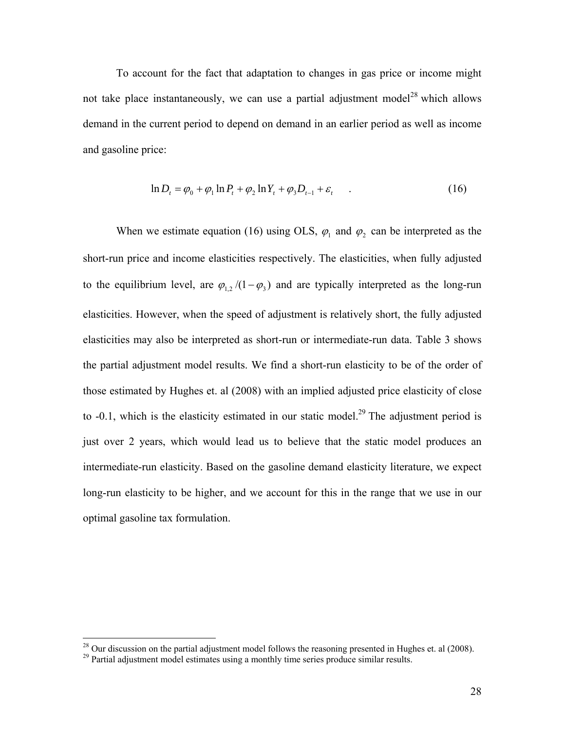To account for the fact that adaptation to changes in gas price or income might not take place instantaneously, we can use a partial adjustment model[28] which allows demand in the current period to depend on demand in an earlier period as well as income and gasoline price:

$$\ln D_t = \varphi_0 + \varphi_1 \ln P_t + \varphi_2 \ln Y_t + \varphi_3 D_{t-1} + \varepsilon_t \quad . \tag{16}$$

When we estimate equation (16) using OLS, $\varphi_1$ and $\varphi_2$ can be interpreted as the short-run price and income elasticities respectively. The elasticities, when fully adjusted to the equilibrium level, are $\varphi_{1,2}/(1-\varphi_3)$ and are typically interpreted as the long-run elasticities. However, when the speed of adjustment is relatively short, the fully adjusted elasticities may also be interpreted as short-run or intermediate-run data. Table 3 shows the partial adjustment model results. We find a short-run elasticity to be of the order of those estimated by Hughes et. al (2008) with an implied adjusted price elasticity of close to -0.1, which is the elasticity estimated in our static model.[29] The adjustment period is just over 2 years, which would lead us to believe that the static model produces an intermediate-run elasticity. Based on the gasoline demand elasticity literature, we expect long-run elasticity to be higher, and we account for this in the range that we use in our optimal gasoline tax formulation.

[28] Our discussion on the partial adjustment model follows the reasoning presented in Hughes et. al (2008).

[29] Partial adjustment model estimates using a monthly time series produce similar results.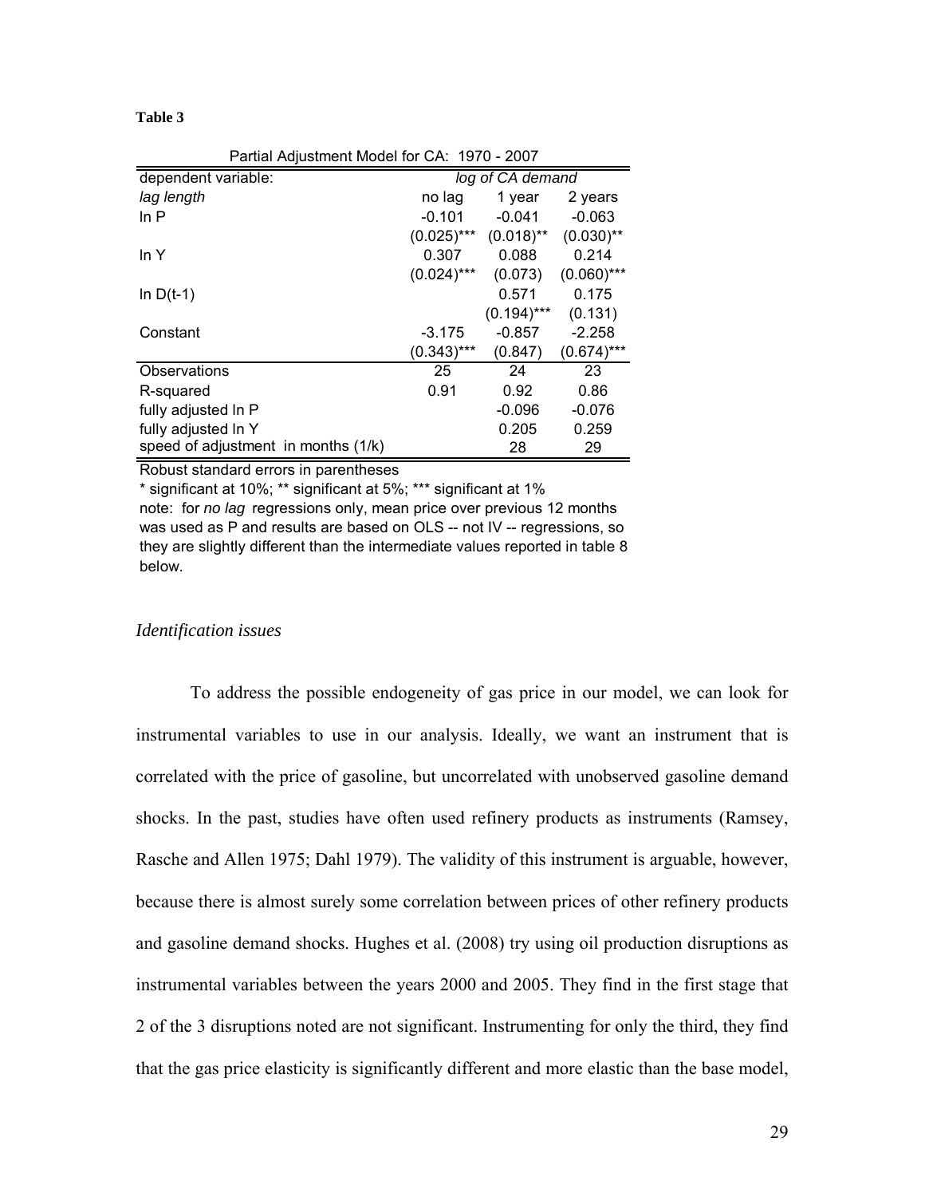**Table 3**

| Partial Adjustment Model for CA: 1970 - 2007 | | | |
|---|---|---|---|
| dependent variable: | *log of CA demand* | | |
| *lag length* | no lag | 1 year | 2 years |
| ln P | -0.101 | -0.041 | -0.063 |
| | (0.025)*** | (0.018)** | (0.030)** |
| ln Y | 0.307 | 0.088 | 0.214 |
| | (0.024)*** | (0.073) | (0.060)*** |
| ln D(t-1) | | 0.571 | 0.175 |
| | | (0.194)*** | (0.131) |
| Constant | -3.175 | -0.857 | -2.258 |
| | (0.343)*** | (0.847) | (0.674)*** |
| Observations | 25 | 24 | 23 |
| R-squared | 0.91 | 0.92 | 0.86 |
| fully adjusted ln P | | -0.096 | -0.076 |
| fully adjusted ln Y | | 0.205 | 0.259 |
| speed of adjustment in months (1/k) | | 28 | 29 |

Robust standard errors in parentheses

* significant at 10%; ** significant at 5%; *** significant at 1%

note: for *no lag* regressions only, mean price over previous 12 months was used as P and results are based on OLS -- not IV -- regressions, so they are slightly different than the intermediate values reported in table 8 below.

### *Identification issues*

To address the possible endogeneity of gas price in our model, we can look for instrumental variables to use in our analysis. Ideally, we want an instrument that is correlated with the price of gasoline, but uncorrelated with unobserved gasoline demand shocks. In the past, studies have often used refinery products as instruments (Ramsey, Rasche and Allen 1975; Dahl 1979). The validity of this instrument is arguable, however, because there is almost surely some correlation between prices of other refinery products and gasoline demand shocks. Hughes et al. (2008) try using oil production disruptions as instrumental variables between the years 2000 and 2005. They find in the first stage that 2 of the 3 disruptions noted are not significant. Instrumenting for only the third, they find that the gas price elasticity is significantly different and more elastic than the base model,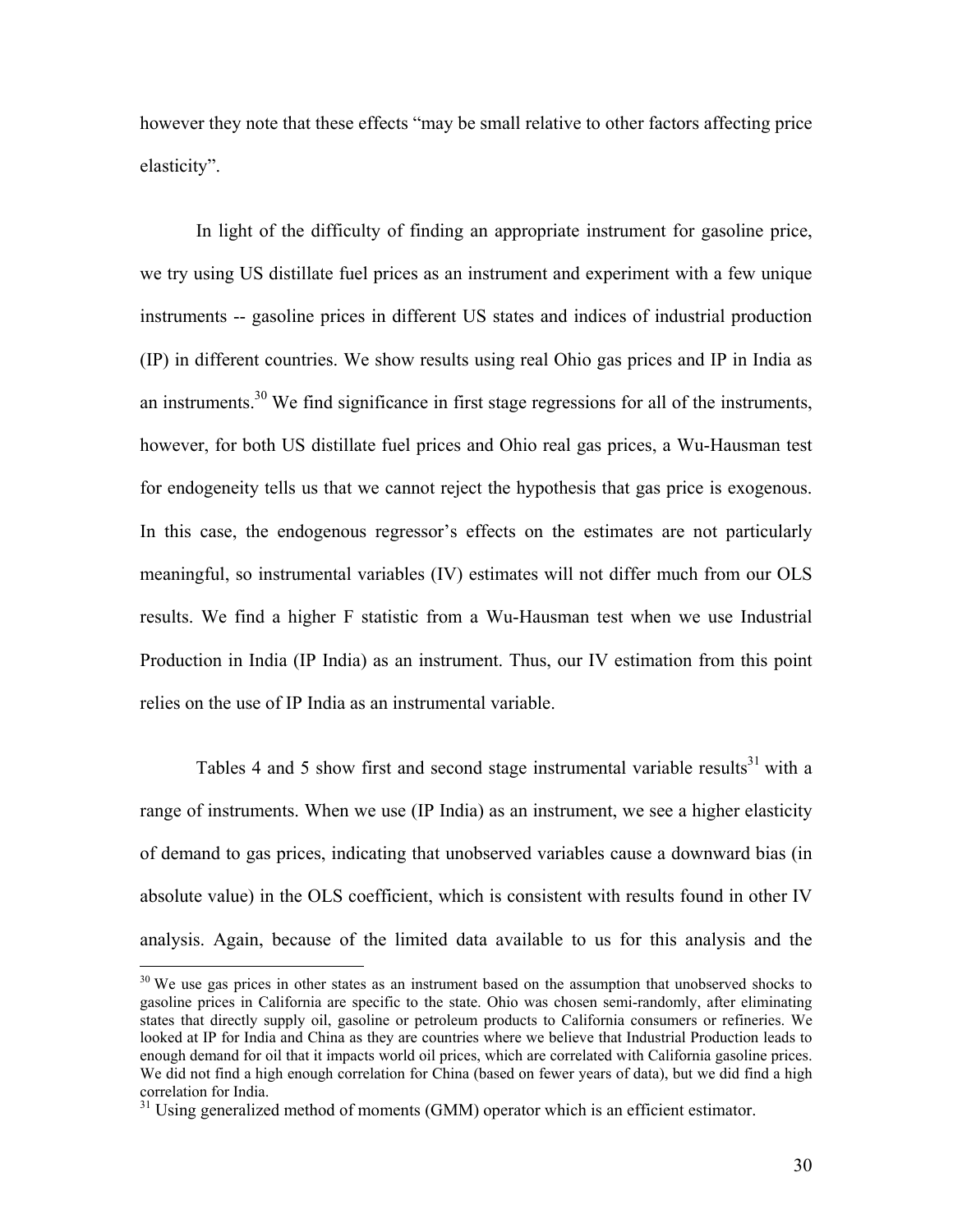however they note that these effects "may be small relative to other factors affecting price elasticity".

In light of the difficulty of finding an appropriate instrument for gasoline price, we try using US distillate fuel prices as an instrument and experiment with a few unique instruments -- gasoline prices in different US states and indices of industrial production (IP) in different countries. We show results using real Ohio gas prices and IP in India as an instruments.[30] We find significance in first stage regressions for all of the instruments, however, for both US distillate fuel prices and Ohio real gas prices, a Wu-Hausman test for endogeneity tells us that we cannot reject the hypothesis that gas price is exogenous. In this case, the endogenous regressor's effects on the estimates are not particularly meaningful, so instrumental variables (IV) estimates will not differ much from our OLS results. We find a higher F statistic from a Wu-Hausman test when we use Industrial Production in India (IP India) as an instrument. Thus, our IV estimation from this point relies on the use of IP India as an instrumental variable.

Tables 4 and 5 show first and second stage instrumental variable results[31] with a range of instruments. When we use (IP India) as an instrument, we see a higher elasticity of demand to gas prices, indicating that unobserved variables cause a downward bias (in absolute value) in the OLS coefficient, which is consistent with results found in other IV analysis. Again, because of the limited data available to us for this analysis and the

---

[30] We use gas prices in other states as an instrument based on the assumption that unobserved shocks to gasoline prices in California are specific to the state. Ohio was chosen semi-randomly, after eliminating states that directly supply oil, gasoline or petroleum products to California consumers or refineries. We looked at IP for India and China as they are countries where we believe that Industrial Production leads to enough demand for oil that it impacts world oil prices, which are correlated with California gasoline prices. We did not find a high enough correlation for China (based on fewer years of data), but we did find a high correlation for India.

[31] Using generalized method of moments (GMM) operator which is an efficient estimator.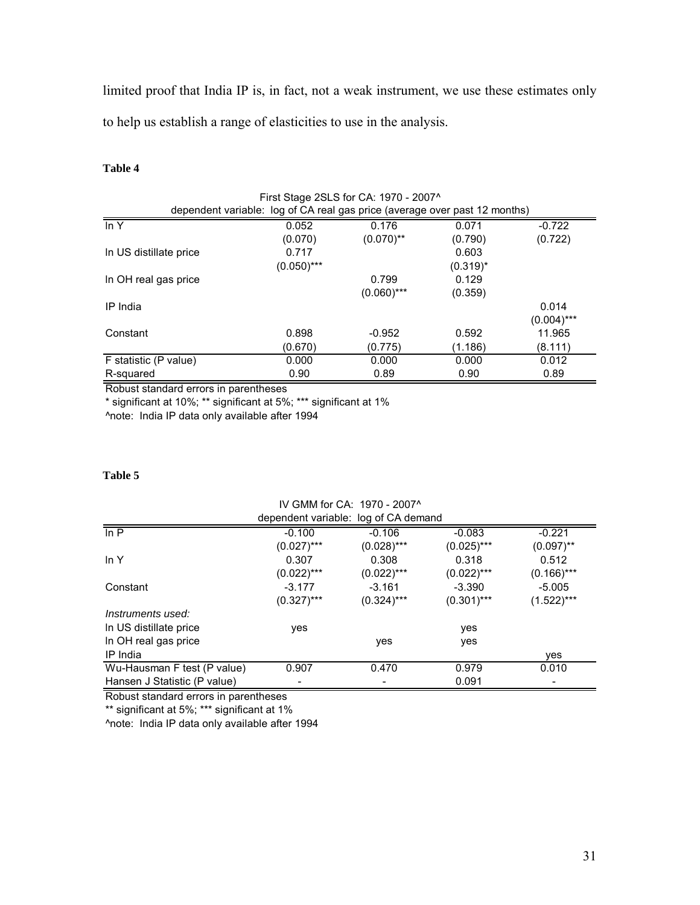limited proof that India IP is, in fact, not a weak instrument, we use these estimates only to help us establish a range of elasticities to use in the analysis.

**Table 4**

First Stage 2SLS for CA: 1970 - 2007^

dependent variable: log of CA real gas price (average over past 12 months)

| | | | | |
|---|---|---|---|---|
| ln Y | 0.052 | 0.176 | 0.071 | -0.722 |
| | (0.070) | (0.070)** | (0.790) | (0.722) |
| ln US distillate price | 0.717 | | 0.603 | |
| | (0.050)*** | | (0.319)* | |
| ln OH real gas price | | 0.799 | 0.129 | |
| | | (0.060)*** | (0.359) | |
| IP India | | | | 0.014 |
| | | | | (0.004)*** |
| Constant | 0.898 | -0.952 | 0.592 | 11.965 |
| | (0.670) | (0.775) | (1.186) | (8.111) |
| F statistic (P value) | 0.000 | 0.000 | 0.000 | 0.012 |
| R-squared | 0.90 | 0.89 | 0.90 | 0.89 |

Robust standard errors in parentheses

* significant at 10%; ** significant at 5%; *** significant at 1%

^note: India IP data only available after 1994

**Table 5**

IV GMM for CA: 1970 - 2007^

dependent variable: log of CA demand

| | | | | |
|---|---|---|---|---|
| ln P | -0.100 | -0.106 | -0.083 | -0.221 |
| | (0.027)*** | (0.028)*** | (0.025)*** | (0.097)** |
| ln Y | 0.307 | 0.308 | 0.318 | 0.512 |
| | (0.022)*** | (0.022)*** | (0.022)*** | (0.166)*** |
| Constant | -3.177 | -3.161 | -3.390 | -5.005 |
| | (0.327)*** | (0.324)*** | (0.301)*** | (1.522)*** |
| *Instruments used:* | | | | |
| ln US distillate price | yes | | yes | |
| ln OH real gas price | | yes | yes | |
| IP India | | | | yes |
| Wu-Hausman F test (P value) | 0.907 | 0.470 | 0.979 | 0.010 |
| Hansen J Statistic (P value) | - | - | 0.091 | - |

Robust standard errors in parentheses

** significant at 5%; *** significant at 1%

^note: India IP data only available after 1994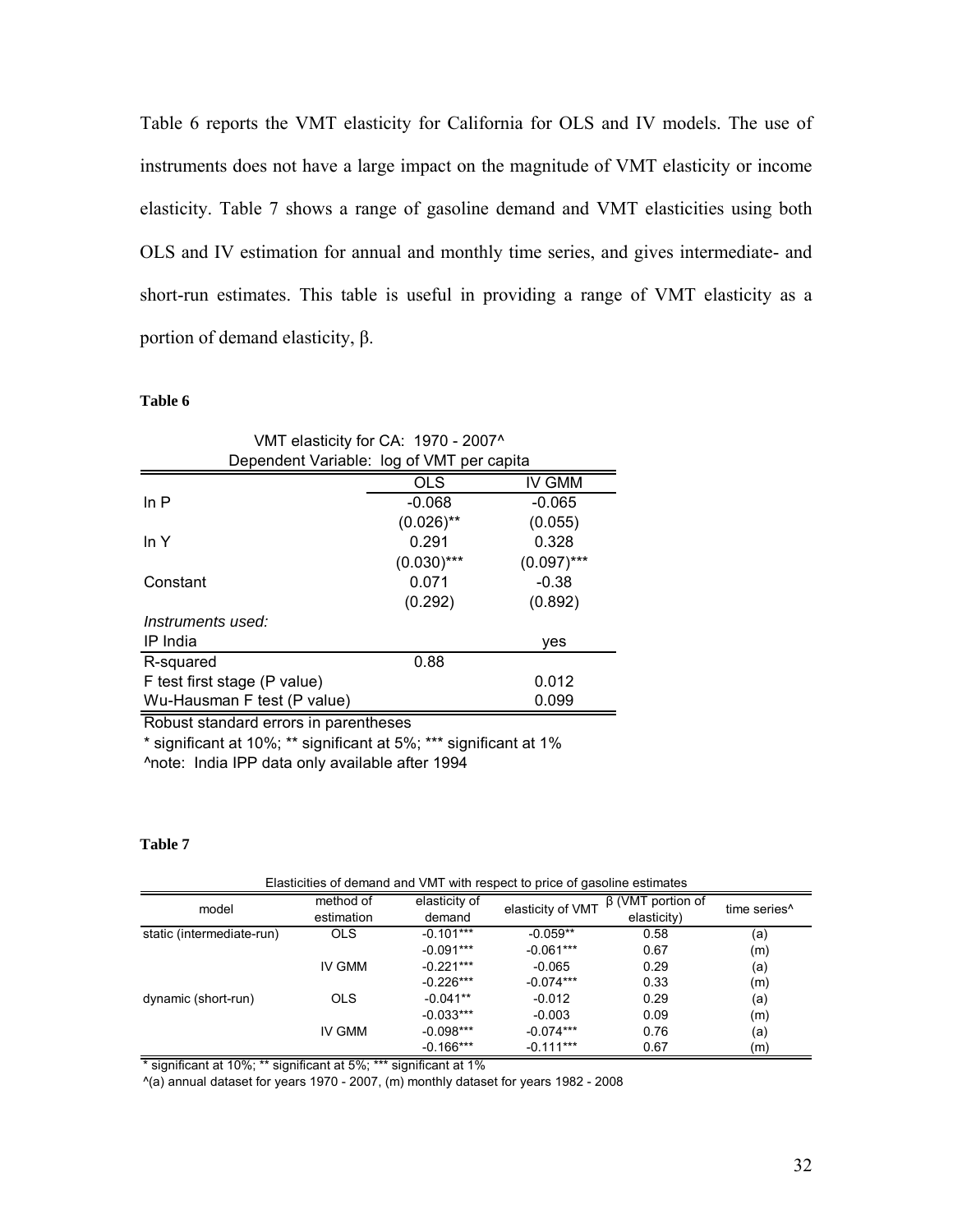Table 6 reports the VMT elasticity for California for OLS and IV models. The use of instruments does not have a large impact on the magnitude of VMT elasticity or income elasticity. Table 7 shows a range of gasoline demand and VMT elasticities using both OLS and IV estimation for annual and monthly time series, and gives intermediate- and short-run estimates. This table is useful in providing a range of VMT elasticity as a portion of demand elasticity, β.

**Table 6**

VMT elasticity for CA: 1970 - 2007^
Dependent Variable: log of VMT per capita

| | OLS | IV GMM |
|---|---|---|
| ln P | -0.068 | -0.065 |
| | (0.026)** | (0.055) |
| ln Y | 0.291 | 0.328 |
| | (0.030)*** | (0.097)*** |
| Constant | 0.071 | -0.38 |
| | (0.292) | (0.892) |
| *Instruments used:* | | |
| IP India | | yes |
| R-squared | 0.88 | |
| F test first stage (P value) | | 0.012 |
| Wu-Hausman F test (P value) | | 0.099 |

Robust standard errors in parentheses
* significant at 10%; ** significant at 5%; *** significant at 1%
^note: India IPP data only available after 1994

**Table 7**

Elasticities of demand and VMT with respect to price of gasoline estimates

| model | method of estimation | elasticity of demand | elasticity of VMT | β (VMT portion of elasticity) | time series^ |
|---|---|---|---|---|---|
| static (intermediate-run) | OLS | -0.101*** | -0.059** | 0.58 | (a) |
| | | -0.091*** | -0.061*** | 0.67 | (m) |
| | IV GMM | -0.221*** | -0.065 | 0.29 | (a) |
| | | -0.226*** | -0.074*** | 0.33 | (m) |
| dynamic (short-run) | OLS | -0.041** | -0.012 | 0.29 | (a) |
| | | -0.033*** | -0.003 | 0.09 | (m) |
| | IV GMM | -0.098*** | -0.074*** | 0.76 | (a) |
| | | -0.166*** | -0.111*** | 0.67 | (m) |

* significant at 10%; ** significant at 5%; *** significant at 1%
^(a) annual dataset for years 1970 - 2007, (m) monthly dataset for years 1982 - 2008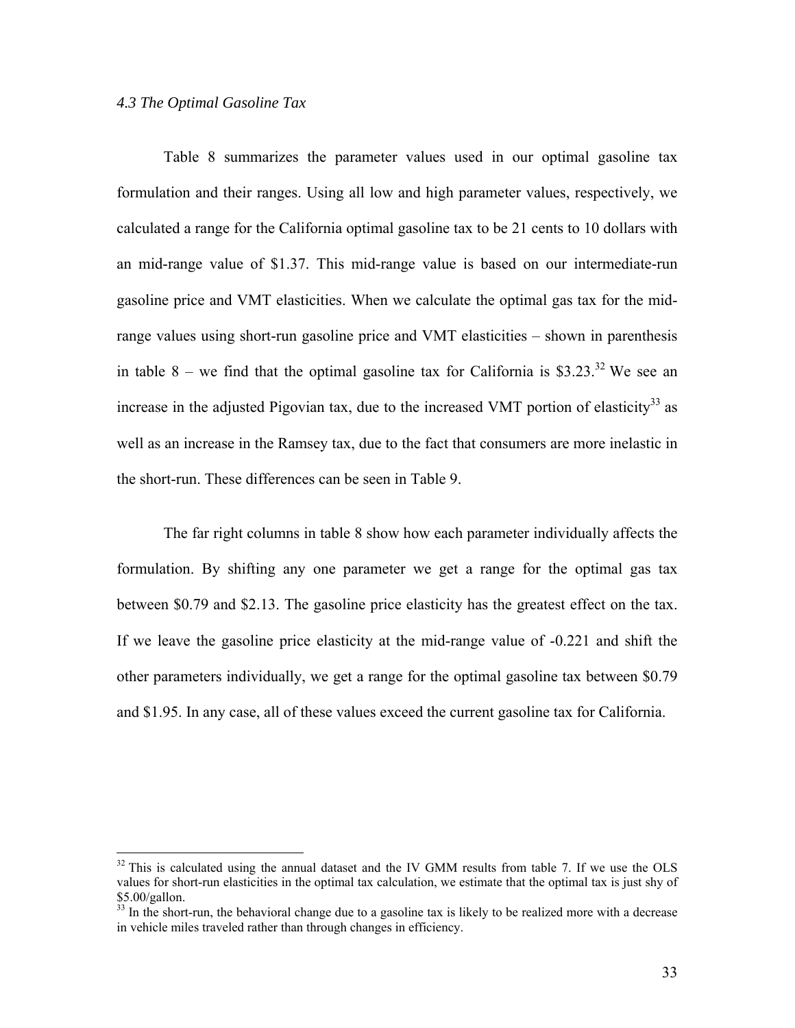*4.3 The Optimal Gasoline Tax*

Table 8 summarizes the parameter values used in our optimal gasoline tax formulation and their ranges. Using all low and high parameter values, respectively, we calculated a range for the California optimal gasoline tax to be 21 cents to 10 dollars with an mid-range value of $1.37. This mid-range value is based on our intermediate-run gasoline price and VMT elasticities. When we calculate the optimal gas tax for the mid-range values using short-run gasoline price and VMT elasticities – shown in parenthesis in table 8 – we find that the optimal gasoline tax for California is $3.23.[32] We see an increase in the adjusted Pigovian tax, due to the increased VMT portion of elasticity[33] as well as an increase in the Ramsey tax, due to the fact that consumers are more inelastic in the short-run. These differences can be seen in Table 9.

The far right columns in table 8 show how each parameter individually affects the formulation. By shifting any one parameter we get a range for the optimal gas tax between $0.79 and $2.13. The gasoline price elasticity has the greatest effect on the tax. If we leave the gasoline price elasticity at the mid-range value of -0.221 and shift the other parameters individually, we get a range for the optimal gasoline tax between $0.79 and $1.95. In any case, all of these values exceed the current gasoline tax for California.

[32] This is calculated using the annual dataset and the IV GMM results from table 7. If we use the OLS values for short-run elasticities in the optimal tax calculation, we estimate that the optimal tax is just shy of $5.00/gallon.

[33] In the short-run, the behavioral change due to a gasoline tax is likely to be realized more with a decrease in vehicle miles traveled rather than through changes in efficiency.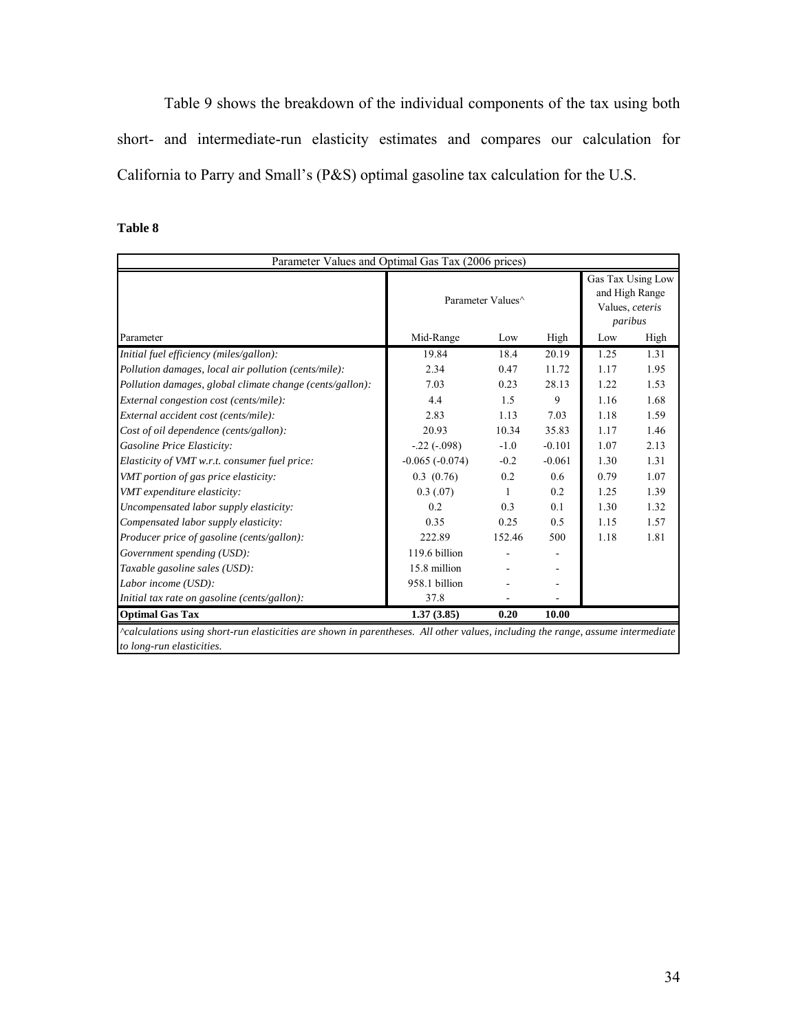Table 9 shows the breakdown of the individual components of the tax using both short- and intermediate-run elasticity estimates and compares our calculation for California to Parry and Small's (P&S) optimal gasoline tax calculation for the U.S.

**Table 8**

| Parameter Values and Optimal Gas Tax (2006 prices) | | | | | |
|---|---|---|---|---|---|
| | Parameter Values^ | | | Gas Tax Using Low and High Range Values, *ceteris paribus* | |
| Parameter | Mid-Range | Low | High | Low | High |
| *Initial fuel efficiency (miles/gallon):* | 19.84 | 18.4 | 20.19 | 1.25 | 1.31 |
| *Pollution damages, local air pollution (cents/mile):* | 2.34 | 0.47 | 11.72 | 1.17 | 1.95 |
| *Pollution damages, global climate change (cents/gallon):* | 7.03 | 0.23 | 28.13 | 1.22 | 1.53 |
| *External congestion cost (cents/mile):* | 4.4 | 1.5 | 9 | 1.16 | 1.68 |
| *External accident cost (cents/mile):* | 2.83 | 1.13 | 7.03 | 1.18 | 1.59 |
| *Cost of oil dependence (cents/gallon):* | 20.93 | 10.34 | 35.83 | 1.17 | 1.46 |
| *Gasoline Price Elasticity:* | -.22 (-.098) | -1.0 | -0.101 | 1.07 | 2.13 |
| *Elasticity of VMT w.r.t. consumer fuel price:* | -0.065 (-0.074) | -0.2 | -0.061 | 1.30 | 1.31 |
| *VMT portion of gas price elasticity:* | 0.3 (0.76) | 0.2 | 0.6 | 0.79 | 1.07 |
| *VMT expenditure elasticity:* | 0.3 (.07) | 1 | 0.2 | 1.25 | 1.39 |
| *Uncompensated labor supply elasticity:* | 0.2 | 0.3 | 0.1 | 1.30 | 1.32 |
| *Compensated labor supply elasticity:* | 0.35 | 0.25 | 0.5 | 1.15 | 1.57 |
| *Producer price of gasoline (cents/gallon):* | 222.89 | 152.46 | 500 | 1.18 | 1.81 |
| *Government spending (USD):* | 119.6 billion | - | - | | |
| *Taxable gasoline sales (USD):* | 15.8 million | - | - | | |
| *Labor income (USD):* | 958.1 billion | - | - | | |
| *Initial tax rate on gasoline (cents/gallon):* | 37.8 | - | - | | |
| **Optimal Gas Tax** | **1.37 (3.85)** | **0.20** | **10.00** | | |

*^calculations using short-run elasticities are shown in parentheses. All other values, including the range, assume intermediate to long-run elasticities.*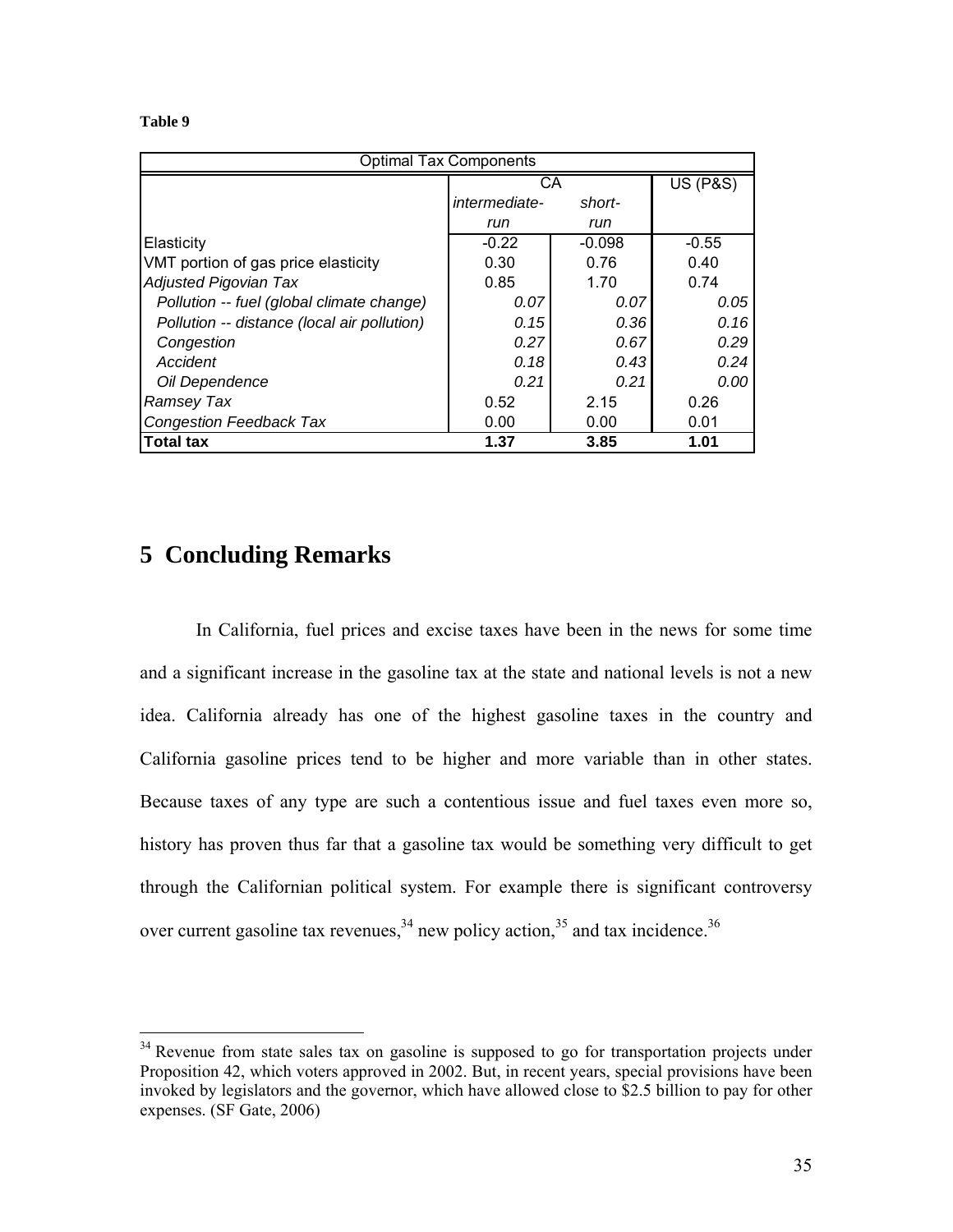**Table 9**

| Optimal Tax Components | | | |
|---|---|---|---|
| | CA | | US (P&S) |
| | *intermediate-run* | *short-run* | |
| Elasticity | -0.22 | -0.098 | -0.55 |
| VMT portion of gas price elasticity | 0.30 | 0.76 | 0.40 |
| *Adjusted Pigovian Tax* | 0.85 | 1.70 | 0.74 |
| *Pollution -- fuel (global climate change)* | *0.07* | *0.07* | *0.05* |
| *Pollution -- distance (local air pollution)* | *0.15* | *0.36* | *0.16* |
| *Congestion* | *0.27* | *0.67* | *0.29* |
| *Accident* | *0.18* | *0.43* | *0.24* |
| *Oil Dependence* | *0.21* | *0.21* | *0.00* |
| *Ramsey Tax* | 0.52 | 2.15 | 0.26 |
| *Congestion Feedback Tax* | 0.00 | 0.00 | 0.01 |
| **Total tax** | **1.37** | **3.85** | **1.01** |

# 5 Concluding Remarks

In California, fuel prices and excise taxes have been in the news for some time and a significant increase in the gasoline tax at the state and national levels is not a new idea. California already has one of the highest gasoline taxes in the country and California gasoline prices tend to be higher and more variable than in other states. Because taxes of any type are such a contentious issue and fuel taxes even more so, history has proven thus far that a gasoline tax would be something very difficult to get through the Californian political system. For example there is significant controversy over current gasoline tax revenues,[34] new policy action,[35] and tax incidence.[36]

[34] Revenue from state sales tax on gasoline is supposed to go for transportation projects under Proposition 42, which voters approved in 2002. But, in recent years, special provisions have been invoked by legislators and the governor, which have allowed close to $2.5 billion to pay for other expenses. (SF Gate, 2006)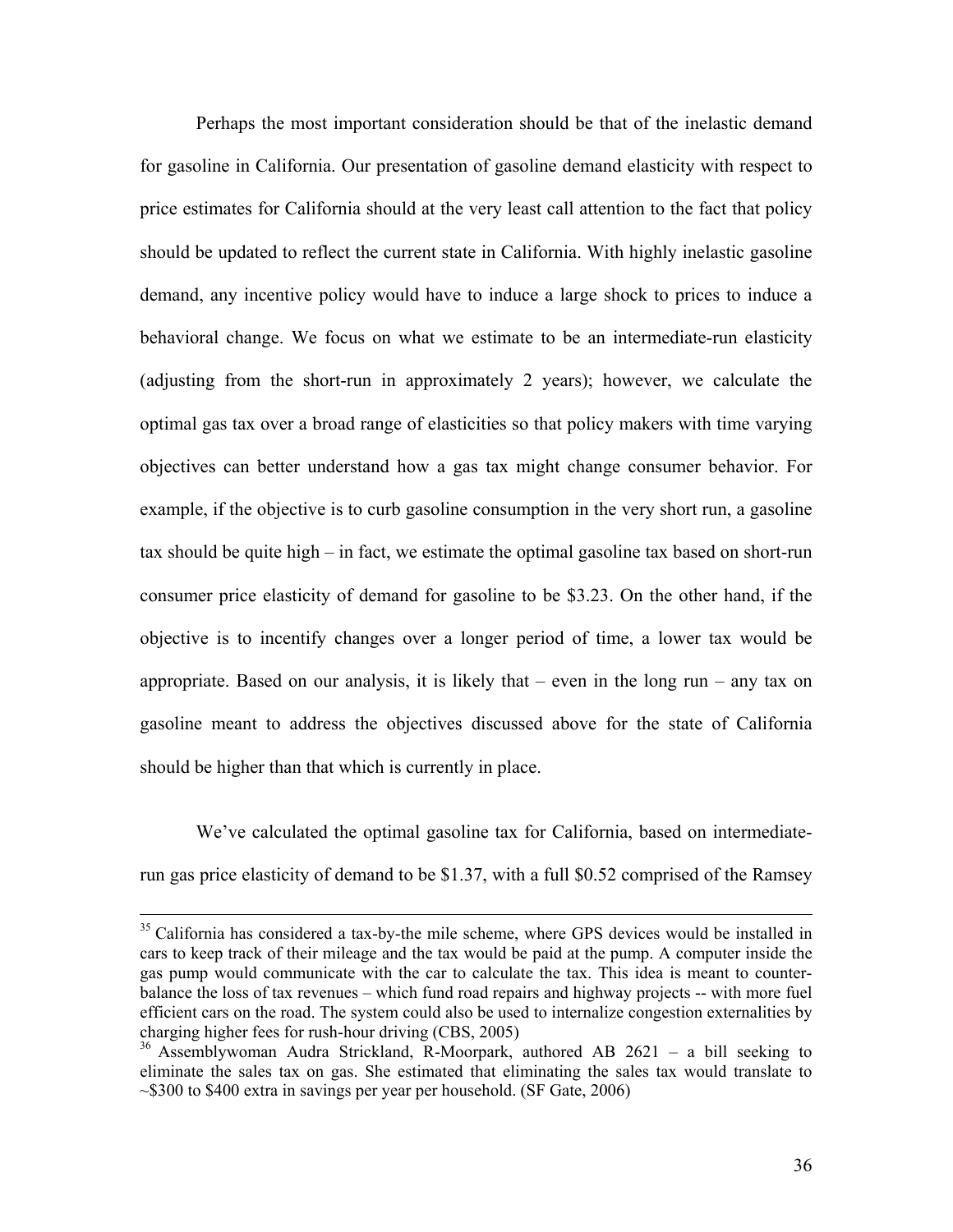Perhaps the most important consideration should be that of the inelastic demand for gasoline in California. Our presentation of gasoline demand elasticity with respect to price estimates for California should at the very least call attention to the fact that policy should be updated to reflect the current state in California. With highly inelastic gasoline demand, any incentive policy would have to induce a large shock to prices to induce a behavioral change. We focus on what we estimate to be an intermediate-run elasticity (adjusting from the short-run in approximately 2 years); however, we calculate the optimal gas tax over a broad range of elasticities so that policy makers with time varying objectives can better understand how a gas tax might change consumer behavior. For example, if the objective is to curb gasoline consumption in the very short run, a gasoline tax should be quite high – in fact, we estimate the optimal gasoline tax based on short-run consumer price elasticity of demand for gasoline to be $3.23. On the other hand, if the objective is to incentify changes over a longer period of time, a lower tax would be appropriate. Based on our analysis, it is likely that – even in the long run – any tax on gasoline meant to address the objectives discussed above for the state of California should be higher than that which is currently in place.

We've calculated the optimal gasoline tax for California, based on intermediate-run gas price elasticity of demand to be $1.37, with a full $0.52 comprised of the Ramsey

---

[35] California has considered a tax-by-the mile scheme, where GPS devices would be installed in cars to keep track of their mileage and the tax would be paid at the pump. A computer inside the gas pump would communicate with the car to calculate the tax. This idea is meant to counter-balance the loss of tax revenues – which fund road repairs and highway projects -- with more fuel efficient cars on the road. The system could also be used to internalize congestion externalities by charging higher fees for rush-hour driving (CBS, 2005)

[36] Assemblywoman Audra Strickland, R-Moorpark, authored AB 2621 – a bill seeking to eliminate the sales tax on gas. She estimated that eliminating the sales tax would translate to ~$300 to $400 extra in savings per year per household. (SF Gate, 2006)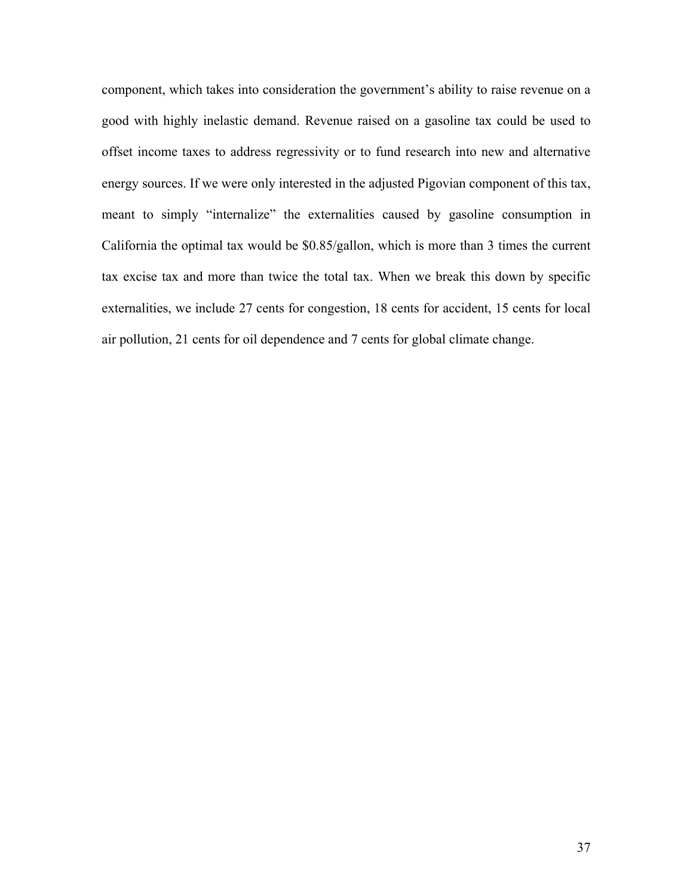component, which takes into consideration the government's ability to raise revenue on a good with highly inelastic demand. Revenue raised on a gasoline tax could be used to offset income taxes to address regressivity or to fund research into new and alternative energy sources. If we were only interested in the adjusted Pigovian component of this tax, meant to simply "internalize" the externalities caused by gasoline consumption in California the optimal tax would be $0.85/gallon, which is more than 3 times the current tax excise tax and more than twice the total tax. When we break this down by specific externalities, we include 27 cents for congestion, 18 cents for accident, 15 cents for local air pollution, 21 cents for oil dependence and 7 cents for global climate change.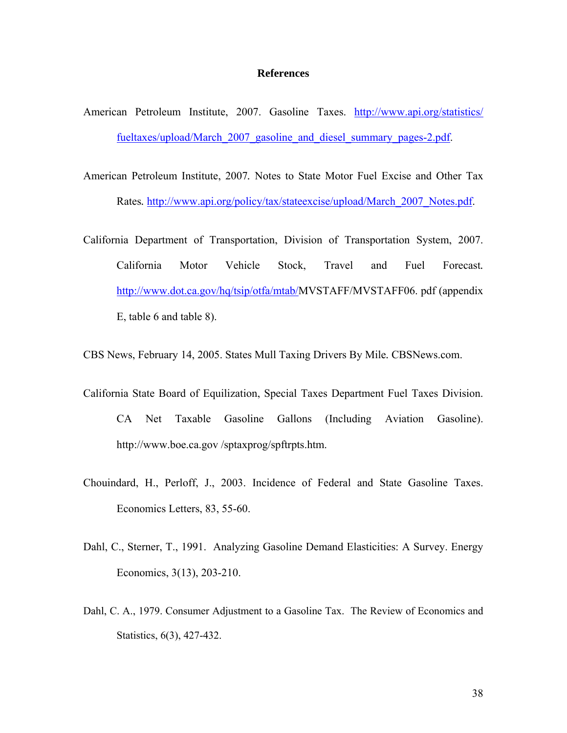# References

American Petroleum Institute, 2007. Gasoline Taxes. http://www.api.org/statistics/fueltaxes/upload/March_2007_gasoline_and_diesel_summary_pages-2.pdf.

American Petroleum Institute, 2007. Notes to State Motor Fuel Excise and Other Tax Rates. http://www.api.org/policy/tax/stateexcise/upload/March_2007_Notes.pdf.

California Department of Transportation, Division of Transportation System, 2007. California Motor Vehicle Stock, Travel and Fuel Forecast. http://www.dot.ca.gov/hq/tsip/otfa/mtab/MVSTAFF/MVSTAFF06. pdf (appendix E, table 6 and table 8).

CBS News, February 14, 2005. States Mull Taxing Drivers By Mile. CBSNews.com.

California State Board of Equilization, Special Taxes Department Fuel Taxes Division. CA Net Taxable Gasoline Gallons (Including Aviation Gasoline). http://www.boe.ca.gov /sptaxprog/spftrpts.htm.

Chouindard, H., Perloff, J., 2003. Incidence of Federal and State Gasoline Taxes. Economics Letters, 83, 55-60.

Dahl, C., Sterner, T., 1991. Analyzing Gasoline Demand Elasticities: A Survey. Energy Economics, 3(13), 203-210.

Dahl, C. A., 1979. Consumer Adjustment to a Gasoline Tax. The Review of Economics and Statistics, 6(3), 427-432.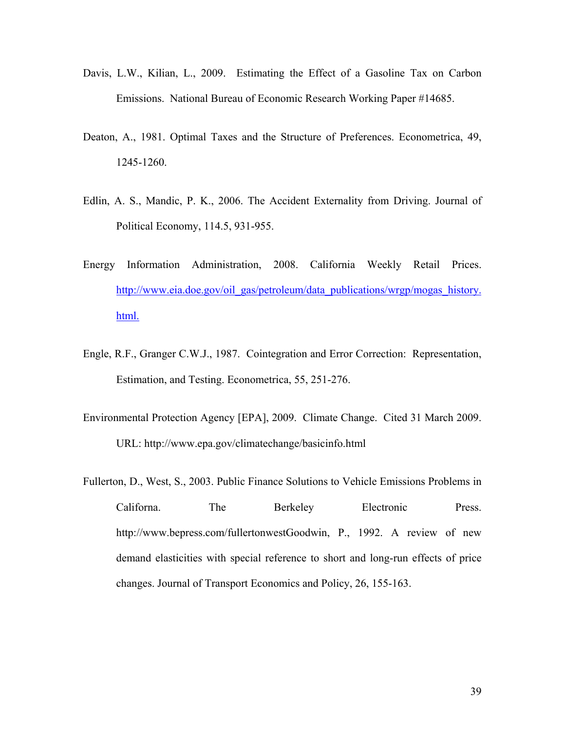Davis, L.W., Kilian, L., 2009. Estimating the Effect of a Gasoline Tax on Carbon Emissions. National Bureau of Economic Research Working Paper #14685.

Deaton, A., 1981. Optimal Taxes and the Structure of Preferences. Econometrica, 49, 1245-1260.

Edlin, A. S., Mandic, P. K., 2006. The Accident Externality from Driving. Journal of Political Economy, 114.5, 931-955.

Energy Information Administration, 2008. California Weekly Retail Prices. http://www.eia.doe.gov/oil_gas/petroleum/data_publications/wrgp/mogas_history.html.

Engle, R.F., Granger C.W.J., 1987. Cointegration and Error Correction: Representation, Estimation, and Testing. Econometrica, 55, 251-276.

Environmental Protection Agency [EPA], 2009. Climate Change. Cited 31 March 2009. URL: http://www.epa.gov/climatechange/basicinfo.html

Fullerton, D., West, S., 2003. Public Finance Solutions to Vehicle Emissions Problems in Californa. The Berkeley Electronic Press. http://www.bepress.com/fullertonwestGoodwin, P., 1992. A review of new demand elasticities with special reference to short and long-run effects of price changes. Journal of Transport Economics and Policy, 26, 155-163.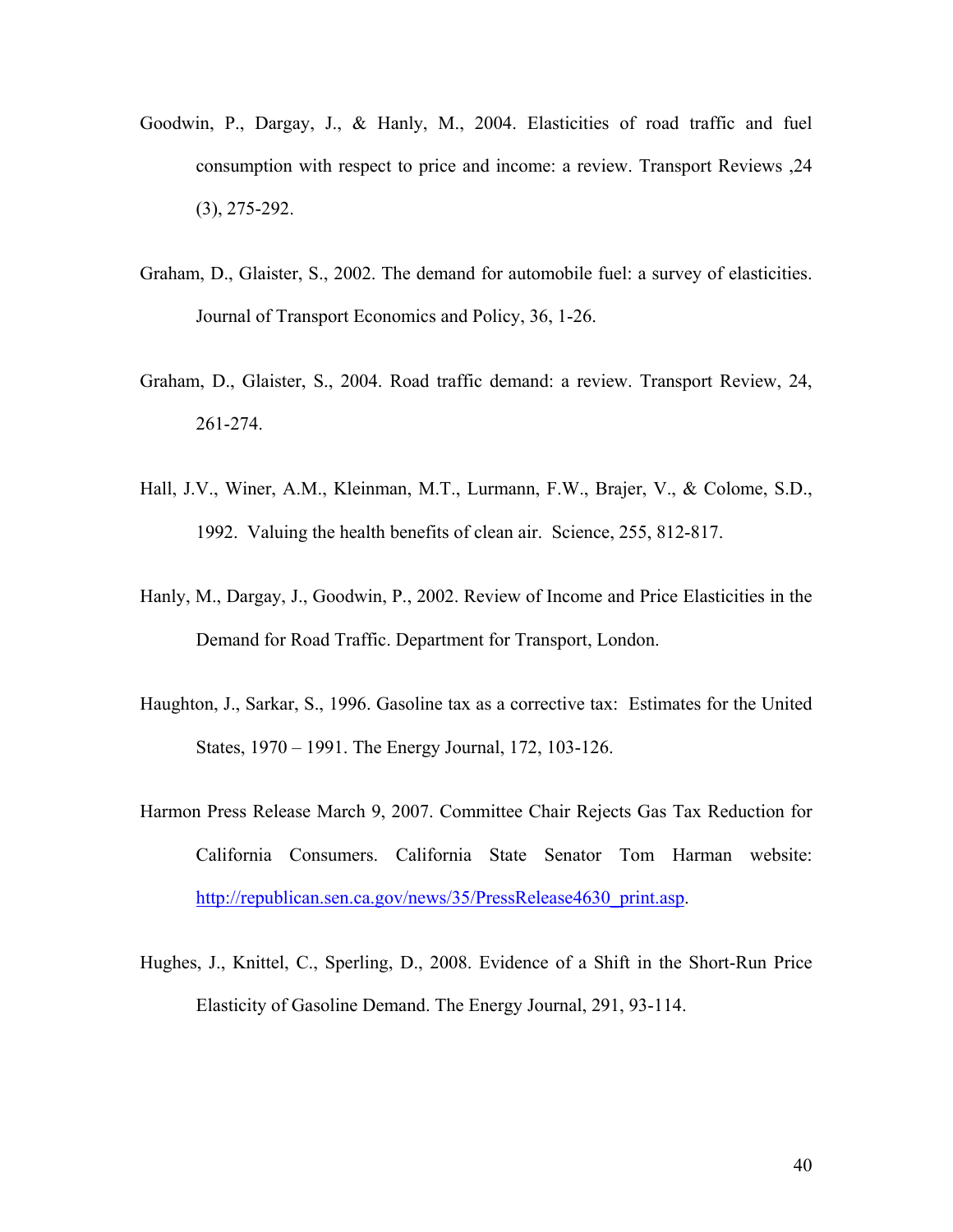Goodwin, P., Dargay, J., & Hanly, M., 2004. Elasticities of road traffic and fuel consumption with respect to price and income: a review. Transport Reviews ,24 (3), 275-292.

Graham, D., Glaister, S., 2002. The demand for automobile fuel: a survey of elasticities. Journal of Transport Economics and Policy, 36, 1-26.

Graham, D., Glaister, S., 2004. Road traffic demand: a review. Transport Review, 24, 261-274.

Hall, J.V., Winer, A.M., Kleinman, M.T., Lurmann, F.W., Brajer, V., & Colome, S.D., 1992. Valuing the health benefits of clean air. Science, 255, 812-817.

Hanly, M., Dargay, J., Goodwin, P., 2002. Review of Income and Price Elasticities in the Demand for Road Traffic. Department for Transport, London.

Haughton, J., Sarkar, S., 1996. Gasoline tax as a corrective tax: Estimates for the United States, 1970 – 1991. The Energy Journal, 172, 103-126.

Harmon Press Release March 9, 2007. Committee Chair Rejects Gas Tax Reduction for California Consumers. California State Senator Tom Harman website: http://republican.sen.ca.gov/news/35/PressRelease4630_print.asp.

Hughes, J., Knittel, C., Sperling, D., 2008. Evidence of a Shift in the Short-Run Price Elasticity of Gasoline Demand. The Energy Journal, 291, 93-114.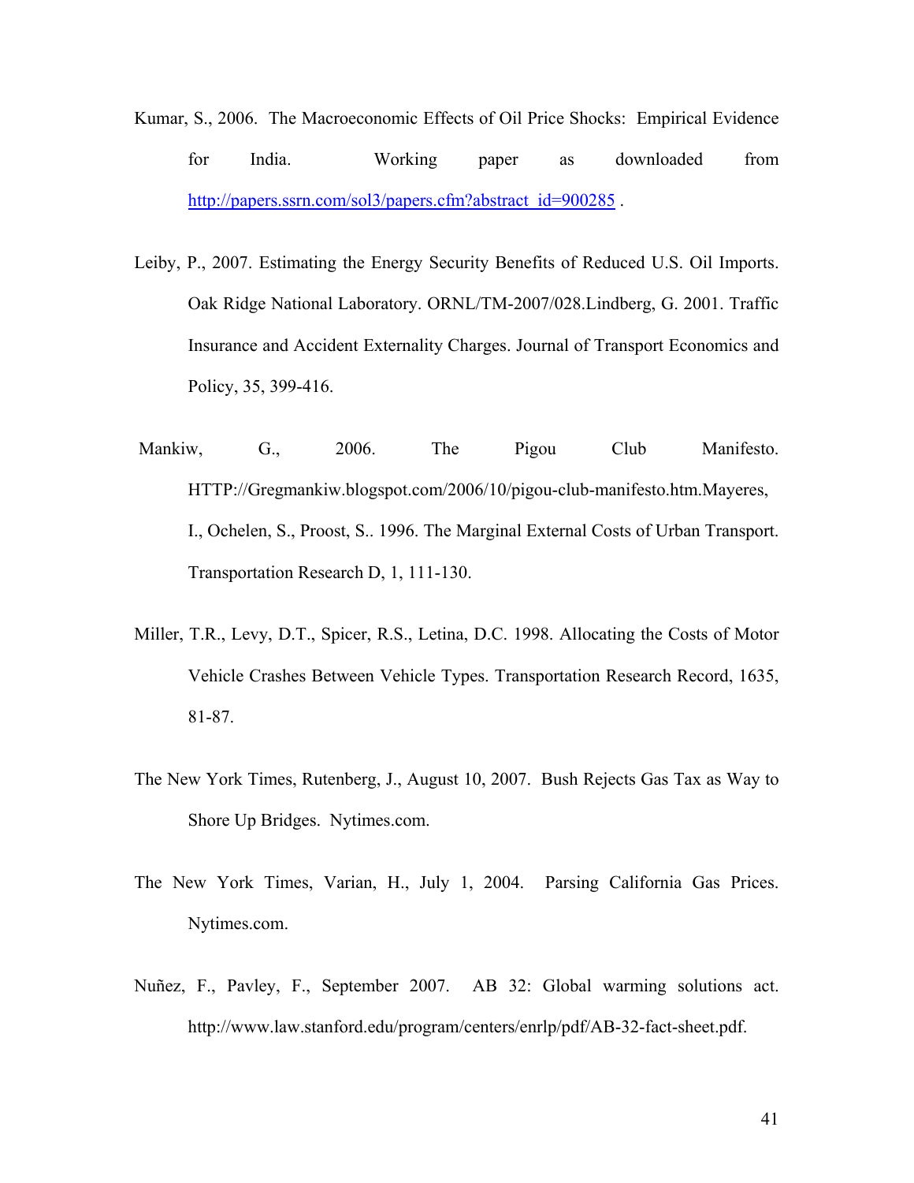Kumar, S., 2006. The Macroeconomic Effects of Oil Price Shocks: Empirical Evidence for India. Working paper as downloaded from http://papers.ssrn.com/sol3/papers.cfm?abstract_id=900285 .

Leiby, P., 2007. Estimating the Energy Security Benefits of Reduced U.S. Oil Imports. Oak Ridge National Laboratory. ORNL/TM-2007/028.Lindberg, G. 2001. Traffic Insurance and Accident Externality Charges. Journal of Transport Economics and Policy, 35, 399-416.

Mankiw, G., 2006. The Pigou Club Manifesto. HTTP://Gregmankiw.blogspot.com/2006/10/pigou-club-manifesto.htm.Mayeres, I., Ochelen, S., Proost, S.. 1996. The Marginal External Costs of Urban Transport. Transportation Research D, 1, 111-130.

Miller, T.R., Levy, D.T., Spicer, R.S., Letina, D.C. 1998. Allocating the Costs of Motor Vehicle Crashes Between Vehicle Types. Transportation Research Record, 1635, 81-87.

The New York Times, Rutenberg, J., August 10, 2007. Bush Rejects Gas Tax as Way to Shore Up Bridges. Nytimes.com.

The New York Times, Varian, H., July 1, 2004. Parsing California Gas Prices. Nytimes.com.

Nuñez, F., Pavley, F., September 2007. AB 32: Global warming solutions act. http://www.law.stanford.edu/program/centers/enrlp/pdf/AB-32-fact-sheet.pdf.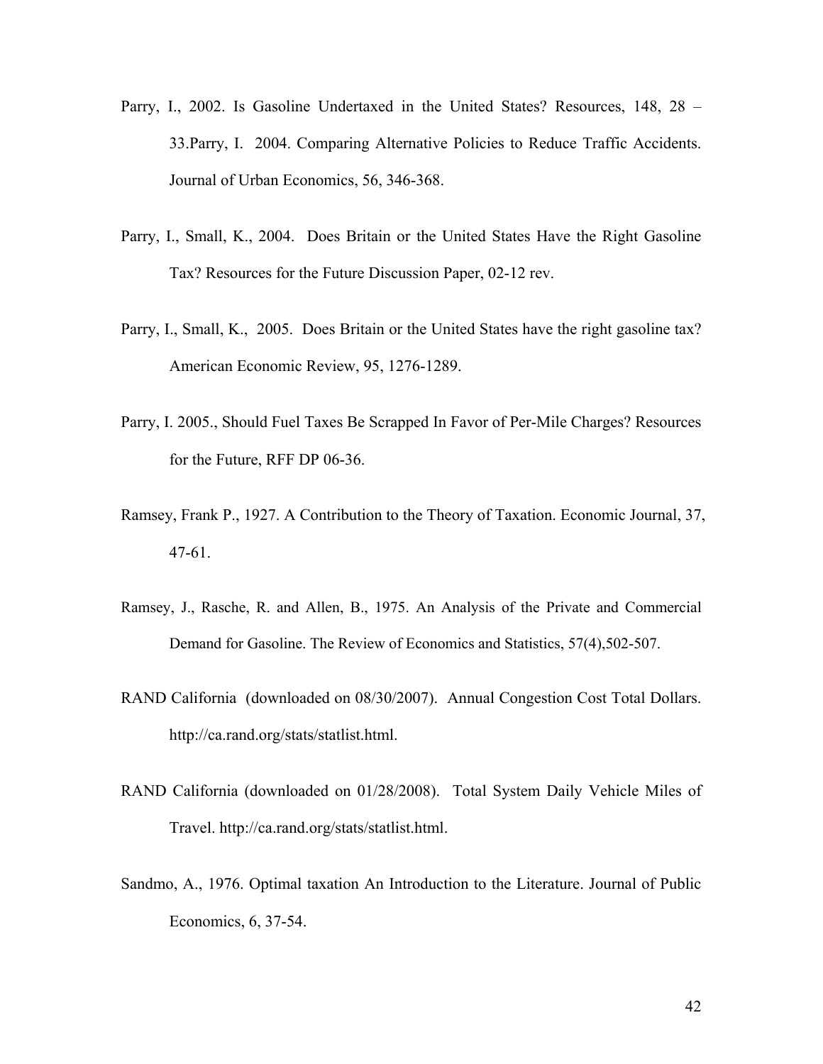Parry, I., 2002. Is Gasoline Undertaxed in the United States? Resources, 148, 28 – 33.Parry, I. 2004. Comparing Alternative Policies to Reduce Traffic Accidents. Journal of Urban Economics, 56, 346-368.

Parry, I., Small, K., 2004. Does Britain or the United States Have the Right Gasoline Tax? Resources for the Future Discussion Paper, 02-12 rev.

Parry, I., Small, K., 2005. Does Britain or the United States have the right gasoline tax? American Economic Review, 95, 1276-1289.

Parry, I. 2005., Should Fuel Taxes Be Scrapped In Favor of Per-Mile Charges? Resources for the Future, RFF DP 06-36.

Ramsey, Frank P., 1927. A Contribution to the Theory of Taxation. Economic Journal, 37, 47-61.

Ramsey, J., Rasche, R. and Allen, B., 1975. An Analysis of the Private and Commercial Demand for Gasoline. The Review of Economics and Statistics, 57(4),502-507.

RAND California (downloaded on 08/30/2007). Annual Congestion Cost Total Dollars. http://ca.rand.org/stats/statlist.html.

RAND California (downloaded on 01/28/2008). Total System Daily Vehicle Miles of Travel. http://ca.rand.org/stats/statlist.html.

Sandmo, A., 1976. Optimal taxation An Introduction to the Literature. Journal of Public Economics, 6, 37-54.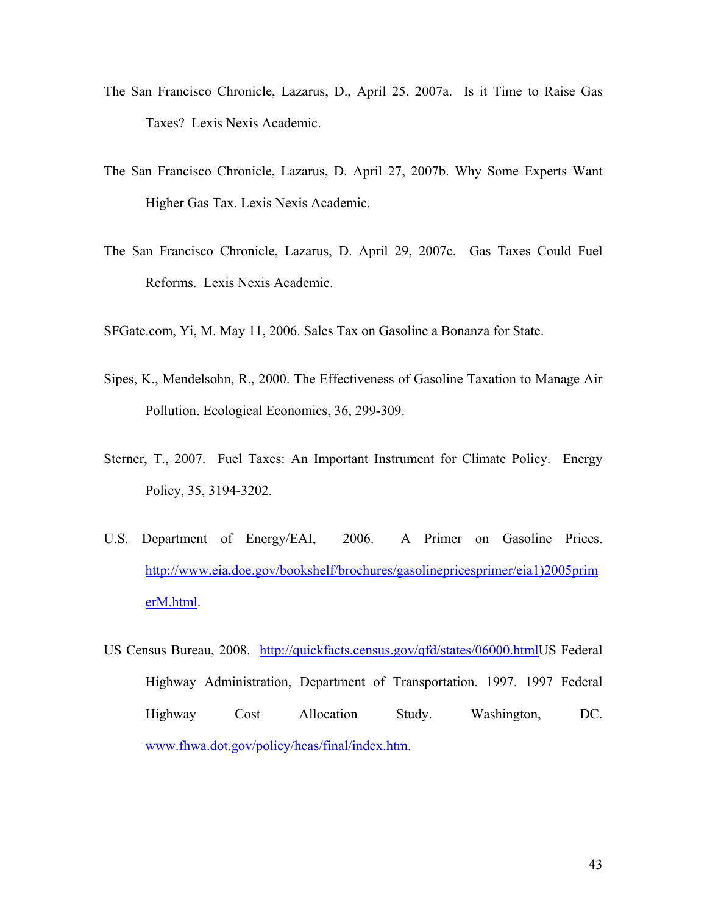The San Francisco Chronicle, Lazarus, D., April 25, 2007a. Is it Time to Raise Gas Taxes? Lexis Nexis Academic.

The San Francisco Chronicle, Lazarus, D. April 27, 2007b. Why Some Experts Want Higher Gas Tax. Lexis Nexis Academic.

The San Francisco Chronicle, Lazarus, D. April 29, 2007c. Gas Taxes Could Fuel Reforms. Lexis Nexis Academic.

SFGate.com, Yi, M. May 11, 2006. Sales Tax on Gasoline a Bonanza for State.

Sipes, K., Mendelsohn, R., 2000. The Effectiveness of Gasoline Taxation to Manage Air Pollution. Ecological Economics, 36, 299-309.

Sterner, T., 2007. Fuel Taxes: An Important Instrument for Climate Policy. Energy Policy, 35, 3194-3202.

U.S. Department of Energy/EAI, 2006. A Primer on Gasoline Prices. http://www.eia.doe.gov/bookshelf/brochures/gasolinepricesprimer/eia1)2005primerM.html.

US Census Bureau, 2008. http://quickfacts.census.gov/qfd/states/06000.htmlUS Federal Highway Administration, Department of Transportation. 1997. 1997 Federal Highway Cost Allocation Study. Washington, DC. www.fhwa.dot.gov/policy/hcas/final/index.htm.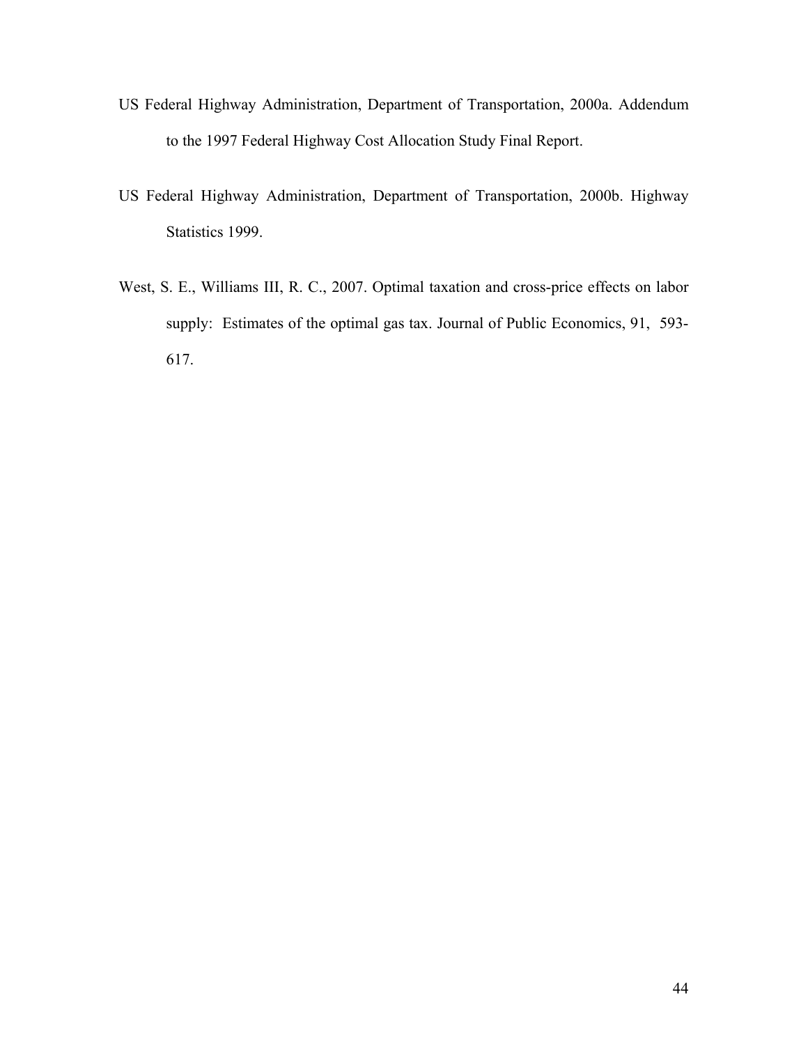US Federal Highway Administration, Department of Transportation, 2000a. Addendum to the 1997 Federal Highway Cost Allocation Study Final Report.

US Federal Highway Administration, Department of Transportation, 2000b. Highway Statistics 1999.

West, S. E., Williams III, R. C., 2007. Optimal taxation and cross-price effects on labor supply: Estimates of the optimal gas tax. Journal of Public Economics, 91, 593-617.